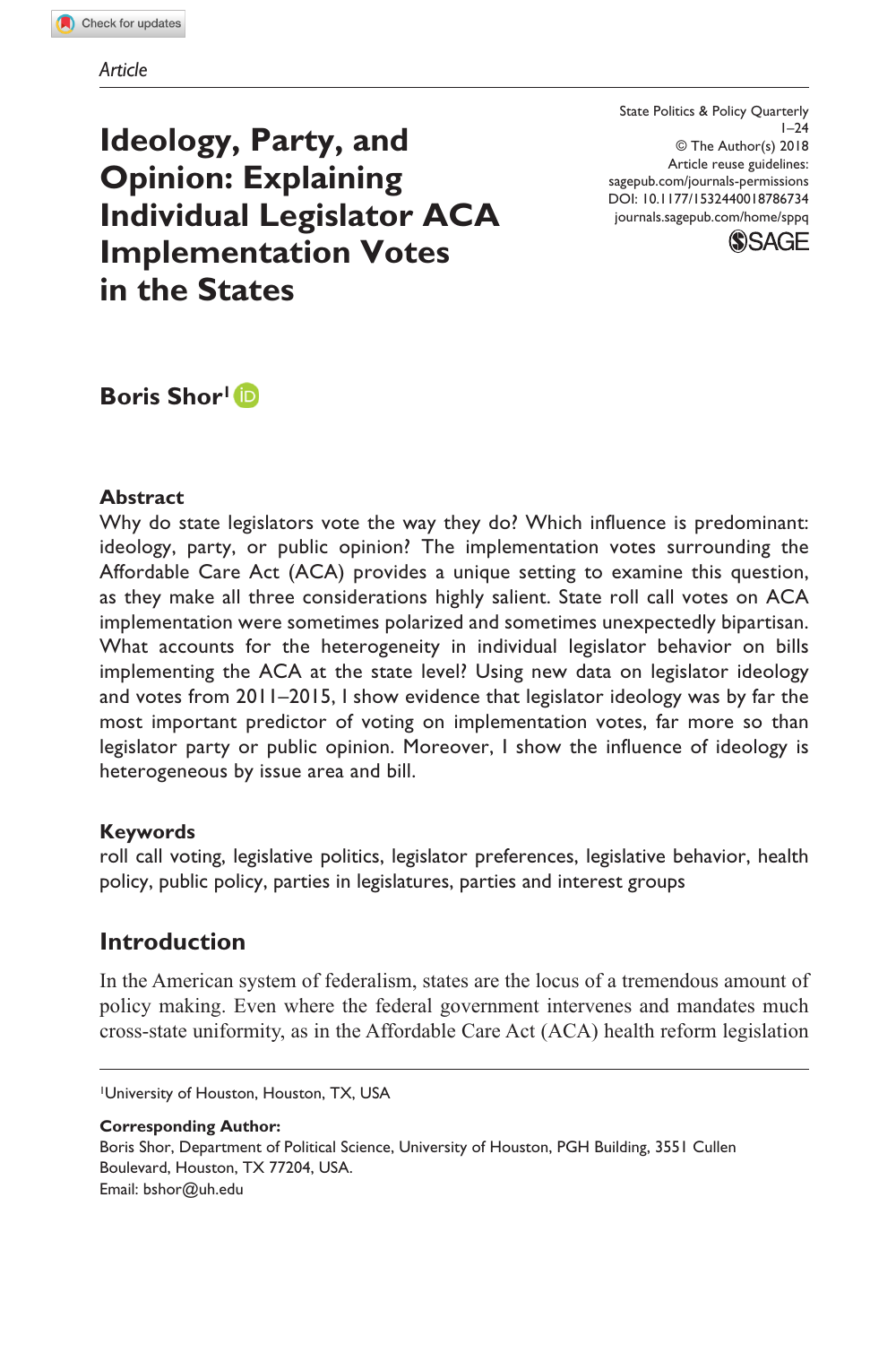*Article*

# Ideology, Party, and Opinion: Explaining Individual Legislator ACA Implementation Votes in the States

State Politics & Policy Quarterly
© The Author(s) 2018
Article reuse guidelines: sagepub.com/journals-permissions
DOI: 10.1177/1532440018786734
journals.sagepub.com/home/sppq

**Boris Shor**[1]

### Abstract

Why do state legislators vote the way they do? Which influence is predominant: ideology, party, or public opinion? The implementation votes surrounding the Affordable Care Act (ACA) provides a unique setting to examine this question, as they make all three considerations highly salient. State roll call votes on ACA implementation were sometimes polarized and sometimes unexpectedly bipartisan. What accounts for the heterogeneity in individual legislator behavior on bills implementing the ACA at the state level? Using new data on legislator ideology and votes from 2011–2015, I show evidence that legislator ideology was by far the most important predictor of voting on implementation votes, far more so than legislator party or public opinion. Moreover, I show the influence of ideology is heterogeneous by issue area and bill.

### Keywords

roll call voting, legislative politics, legislator preferences, legislative behavior, health policy, public policy, parties in legislatures, parties and interest groups

## Introduction

In the American system of federalism, states are the locus of a tremendous amount of policy making. Even where the federal government intervenes and mandates much cross-state uniformity, as in the Affordable Care Act (ACA) health reform legislation

---

[1]University of Houston, Houston, TX, USA

**Corresponding Author:**
Boris Shor, Department of Political Science, University of Houston, PGH Building, 3551 Cullen Boulevard, Houston, TX 77204, USA.
Email: bshor@uh.edu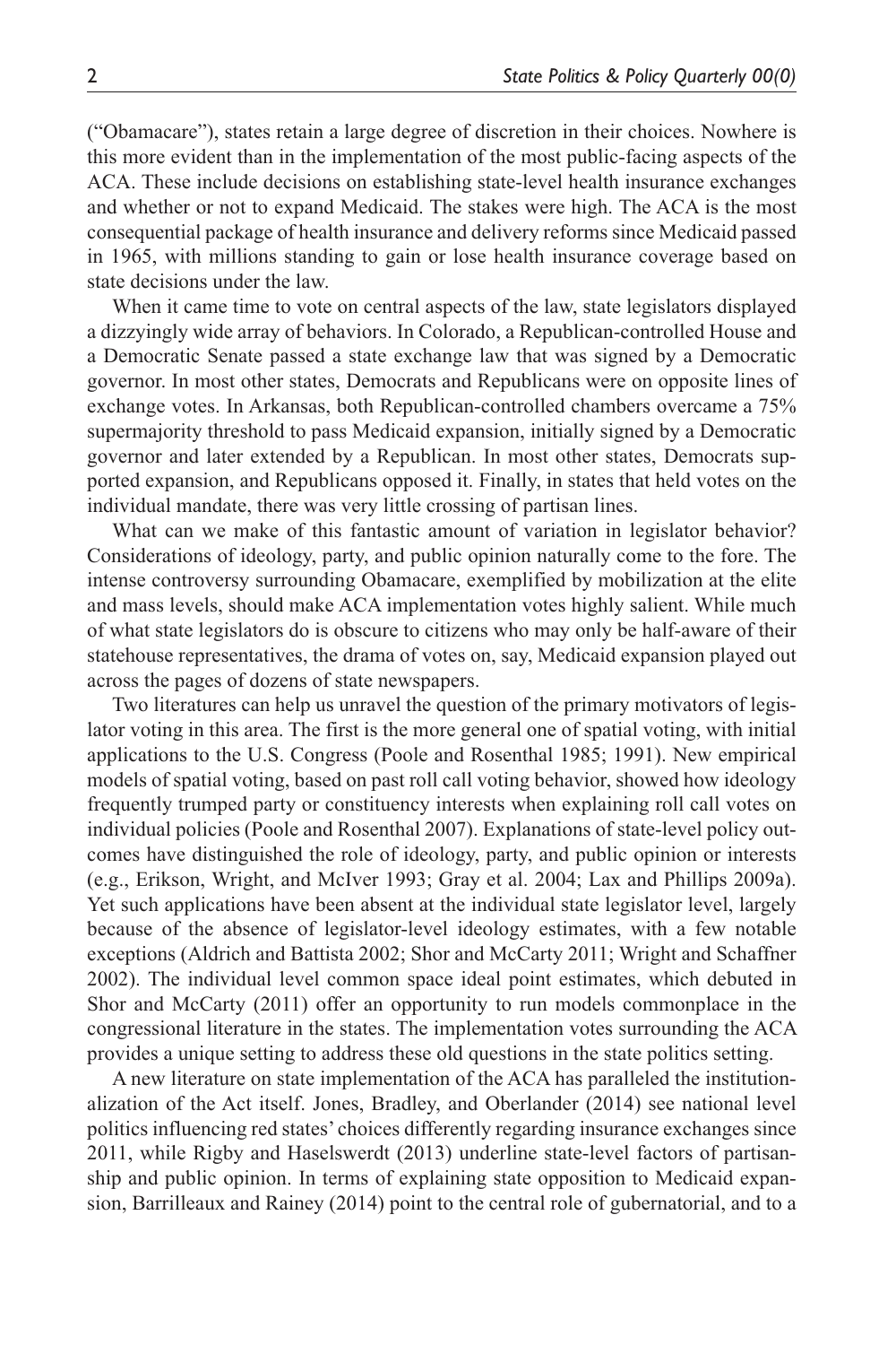("Obamacare"), states retain a large degree of discretion in their choices. Nowhere is this more evident than in the implementation of the most public-facing aspects of the ACA. These include decisions on establishing state-level health insurance exchanges and whether or not to expand Medicaid. The stakes were high. The ACA is the most consequential package of health insurance and delivery reforms since Medicaid passed in 1965, with millions standing to gain or lose health insurance coverage based on state decisions under the law.

When it came time to vote on central aspects of the law, state legislators displayed a dizzyingly wide array of behaviors. In Colorado, a Republican-controlled House and a Democratic Senate passed a state exchange law that was signed by a Democratic governor. In most other states, Democrats and Republicans were on opposite lines of exchange votes. In Arkansas, both Republican-controlled chambers overcame a 75% supermajority threshold to pass Medicaid expansion, initially signed by a Democratic governor and later extended by a Republican. In most other states, Democrats supported expansion, and Republicans opposed it. Finally, in states that held votes on the individual mandate, there was very little crossing of partisan lines.

What can we make of this fantastic amount of variation in legislator behavior? Considerations of ideology, party, and public opinion naturally come to the fore. The intense controversy surrounding Obamacare, exemplified by mobilization at the elite and mass levels, should make ACA implementation votes highly salient. While much of what state legislators do is obscure to citizens who may only be half-aware of their statehouse representatives, the drama of votes on, say, Medicaid expansion played out across the pages of dozens of state newspapers.

Two literatures can help us unravel the question of the primary motivators of legislator voting in this area. The first is the more general one of spatial voting, with initial applications to the U.S. Congress (Poole and Rosenthal 1985; 1991). New empirical models of spatial voting, based on past roll call voting behavior, showed how ideology frequently trumped party or constituency interests when explaining roll call votes on individual policies (Poole and Rosenthal 2007). Explanations of state-level policy outcomes have distinguished the role of ideology, party, and public opinion or interests (e.g., Erikson, Wright, and McIver 1993; Gray et al. 2004; Lax and Phillips 2009a). Yet such applications have been absent at the individual state legislator level, largely because of the absence of legislator-level ideology estimates, with a few notable exceptions (Aldrich and Battista 2002; Shor and McCarty 2011; Wright and Schaffner 2002). The individual level common space ideal point estimates, which debuted in Shor and McCarty (2011) offer an opportunity to run models commonplace in the congressional literature in the states. The implementation votes surrounding the ACA provides a unique setting to address these old questions in the state politics setting.

A new literature on state implementation of the ACA has paralleled the institutionalization of the Act itself. Jones, Bradley, and Oberlander (2014) see national level politics influencing red states' choices differently regarding insurance exchanges since 2011, while Rigby and Haselswerdt (2013) underline state-level factors of partisanship and public opinion. In terms of explaining state opposition to Medicaid expansion, Barrilleaux and Rainey (2014) point to the central role of gubernatorial, and to a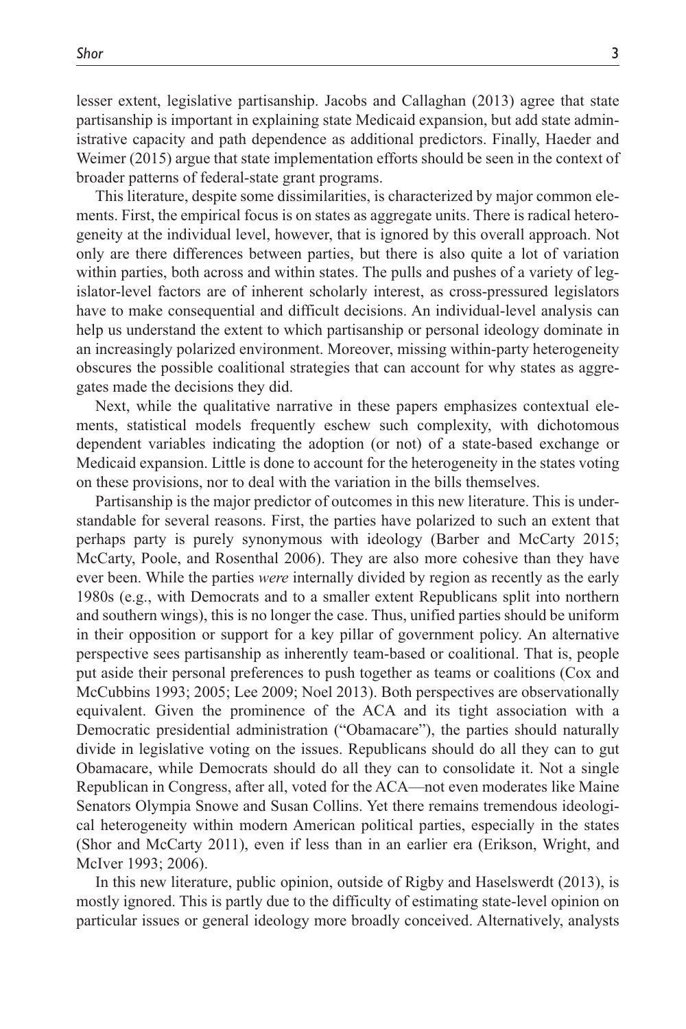lesser extent, legislative partisanship. Jacobs and Callaghan (2013) agree that state partisanship is important in explaining state Medicaid expansion, but add state administrative capacity and path dependence as additional predictors. Finally, Haeder and Weimer (2015) argue that state implementation efforts should be seen in the context of broader patterns of federal-state grant programs.

This literature, despite some dissimilarities, is characterized by major common elements. First, the empirical focus is on states as aggregate units. There is radical heterogeneity at the individual level, however, that is ignored by this overall approach. Not only are there differences between parties, but there is also quite a lot of variation within parties, both across and within states. The pulls and pushes of a variety of legislator-level factors are of inherent scholarly interest, as cross-pressured legislators have to make consequential and difficult decisions. An individual-level analysis can help us understand the extent to which partisanship or personal ideology dominate in an increasingly polarized environment. Moreover, missing within-party heterogeneity obscures the possible coalitional strategies that can account for why states as aggregates made the decisions they did.

Next, while the qualitative narrative in these papers emphasizes contextual elements, statistical models frequently eschew such complexity, with dichotomous dependent variables indicating the adoption (or not) of a state-based exchange or Medicaid expansion. Little is done to account for the heterogeneity in the states voting on these provisions, nor to deal with the variation in the bills themselves.

Partisanship is the major predictor of outcomes in this new literature. This is understandable for several reasons. First, the parties have polarized to such an extent that perhaps party is purely synonymous with ideology (Barber and McCarty 2015; McCarty, Poole, and Rosenthal 2006). They are also more cohesive than they have ever been. While the parties *were* internally divided by region as recently as the early 1980s (e.g., with Democrats and to a smaller extent Republicans split into northern and southern wings), this is no longer the case. Thus, unified parties should be uniform in their opposition or support for a key pillar of government policy. An alternative perspective sees partisanship as inherently team-based or coalitional. That is, people put aside their personal preferences to push together as teams or coalitions (Cox and McCubbins 1993; 2005; Lee 2009; Noel 2013). Both perspectives are observationally equivalent. Given the prominence of the ACA and its tight association with a Democratic presidential administration ("Obamacare"), the parties should naturally divide in legislative voting on the issues. Republicans should do all they can to gut Obamacare, while Democrats should do all they can to consolidate it. Not a single Republican in Congress, after all, voted for the ACA—not even moderates like Maine Senators Olympia Snowe and Susan Collins. Yet there remains tremendous ideological heterogeneity within modern American political parties, especially in the states (Shor and McCarty 2011), even if less than in an earlier era (Erikson, Wright, and McIver 1993; 2006).

In this new literature, public opinion, outside of Rigby and Haselswerdt (2013), is mostly ignored. This is partly due to the difficulty of estimating state-level opinion on particular issues or general ideology more broadly conceived. Alternatively, analysts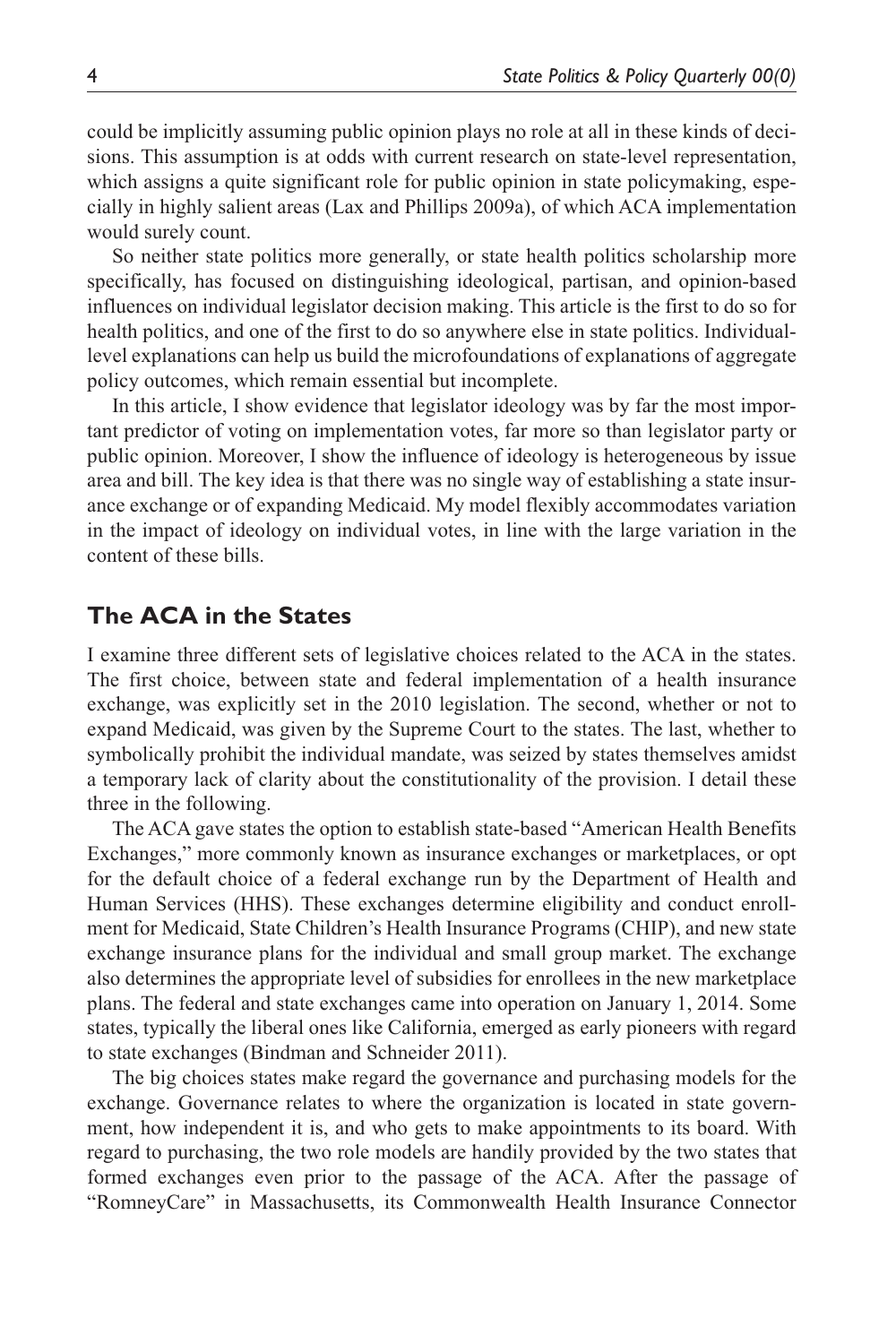could be implicitly assuming public opinion plays no role at all in these kinds of decisions. This assumption is at odds with current research on state-level representation, which assigns a quite significant role for public opinion in state policymaking, especially in highly salient areas (Lax and Phillips 2009a), of which ACA implementation would surely count.

So neither state politics more generally, or state health politics scholarship more specifically, has focused on distinguishing ideological, partisan, and opinion-based influences on individual legislator decision making. This article is the first to do so for health politics, and one of the first to do so anywhere else in state politics. Individual-level explanations can help us build the microfoundations of explanations of aggregate policy outcomes, which remain essential but incomplete.

In this article, I show evidence that legislator ideology was by far the most important predictor of voting on implementation votes, far more so than legislator party or public opinion. Moreover, I show the influence of ideology is heterogeneous by issue area and bill. The key idea is that there was no single way of establishing a state insurance exchange or of expanding Medicaid. My model flexibly accommodates variation in the impact of ideology on individual votes, in line with the large variation in the content of these bills.

## The ACA in the States

I examine three different sets of legislative choices related to the ACA in the states. The first choice, between state and federal implementation of a health insurance exchange, was explicitly set in the 2010 legislation. The second, whether or not to expand Medicaid, was given by the Supreme Court to the states. The last, whether to symbolically prohibit the individual mandate, was seized by states themselves amidst a temporary lack of clarity about the constitutionality of the provision. I detail these three in the following.

The ACA gave states the option to establish state-based "American Health Benefits Exchanges," more commonly known as insurance exchanges or marketplaces, or opt for the default choice of a federal exchange run by the Department of Health and Human Services (HHS). These exchanges determine eligibility and conduct enrollment for Medicaid, State Children's Health Insurance Programs (CHIP), and new state exchange insurance plans for the individual and small group market. The exchange also determines the appropriate level of subsidies for enrollees in the new marketplace plans. The federal and state exchanges came into operation on January 1, 2014. Some states, typically the liberal ones like California, emerged as early pioneers with regard to state exchanges (Bindman and Schneider 2011).

The big choices states make regard the governance and purchasing models for the exchange. Governance relates to where the organization is located in state government, how independent it is, and who gets to make appointments to its board. With regard to purchasing, the two role models are handily provided by the two states that formed exchanges even prior to the passage of the ACA. After the passage of "RomneyCare" in Massachusetts, its Commonwealth Health Insurance Connector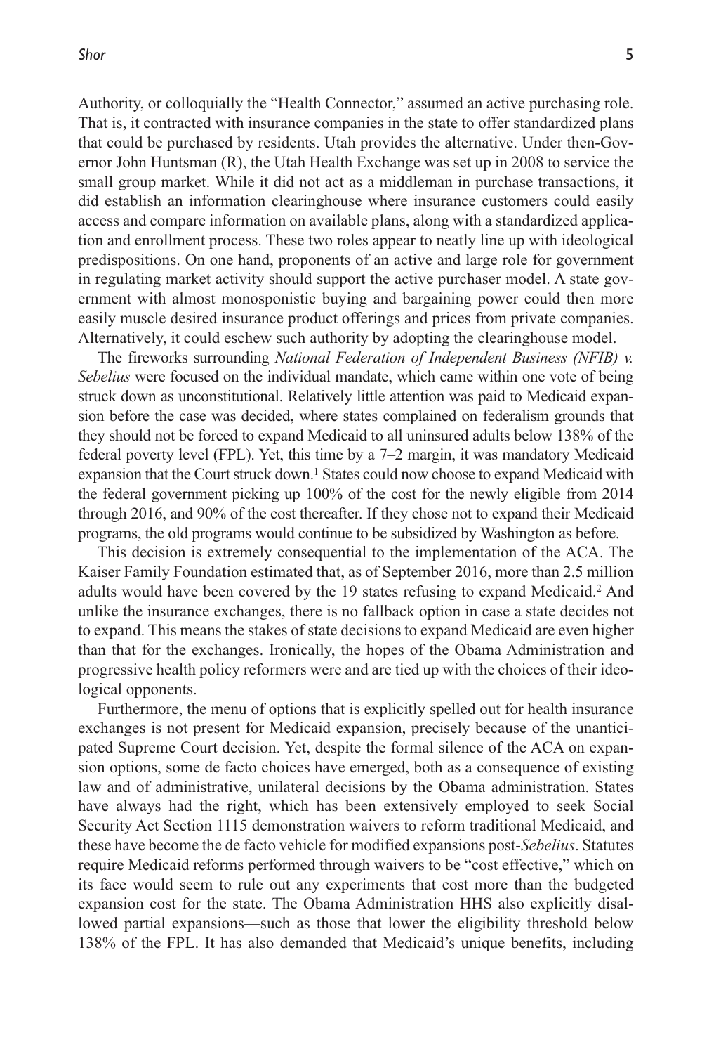Authority, or colloquially the "Health Connector," assumed an active purchasing role. That is, it contracted with insurance companies in the state to offer standardized plans that could be purchased by residents. Utah provides the alternative. Under then-Governor John Huntsman (R), the Utah Health Exchange was set up in 2008 to service the small group market. While it did not act as a middleman in purchase transactions, it did establish an information clearinghouse where insurance customers could easily access and compare information on available plans, along with a standardized application and enrollment process. These two roles appear to neatly line up with ideological predispositions. On one hand, proponents of an active and large role for government in regulating market activity should support the active purchaser model. A state government with almost monosponistic buying and bargaining power could then more easily muscle desired insurance product offerings and prices from private companies. Alternatively, it could eschew such authority by adopting the clearinghouse model.

The fireworks surrounding *National Federation of Independent Business (NFIB) v. Sebelius* were focused on the individual mandate, which came within one vote of being struck down as unconstitutional. Relatively little attention was paid to Medicaid expansion before the case was decided, where states complained on federalism grounds that they should not be forced to expand Medicaid to all uninsured adults below 138% of the federal poverty level (FPL). Yet, this time by a 7–2 margin, it was mandatory Medicaid expansion that the Court struck down.[1] States could now choose to expand Medicaid with the federal government picking up 100% of the cost for the newly eligible from 2014 through 2016, and 90% of the cost thereafter. If they chose not to expand their Medicaid programs, the old programs would continue to be subsidized by Washington as before.

This decision is extremely consequential to the implementation of the ACA. The Kaiser Family Foundation estimated that, as of September 2016, more than 2.5 million adults would have been covered by the 19 states refusing to expand Medicaid.[2] And unlike the insurance exchanges, there is no fallback option in case a state decides not to expand. This means the stakes of state decisions to expand Medicaid are even higher than that for the exchanges. Ironically, the hopes of the Obama Administration and progressive health policy reformers were and are tied up with the choices of their ideological opponents.

Furthermore, the menu of options that is explicitly spelled out for health insurance exchanges is not present for Medicaid expansion, precisely because of the unanticipated Supreme Court decision. Yet, despite the formal silence of the ACA on expansion options, some de facto choices have emerged, both as a consequence of existing law and of administrative, unilateral decisions by the Obama administration. States have always had the right, which has been extensively employed to seek Social Security Act Section 1115 demonstration waivers to reform traditional Medicaid, and these have become the de facto vehicle for modified expansions post-*Sebelius*. Statutes require Medicaid reforms performed through waivers to be "cost effective," which on its face would seem to rule out any experiments that cost more than the budgeted expansion cost for the state. The Obama Administration HHS also explicitly disallowed partial expansions—such as those that lower the eligibility threshold below 138% of the FPL. It has also demanded that Medicaid's unique benefits, including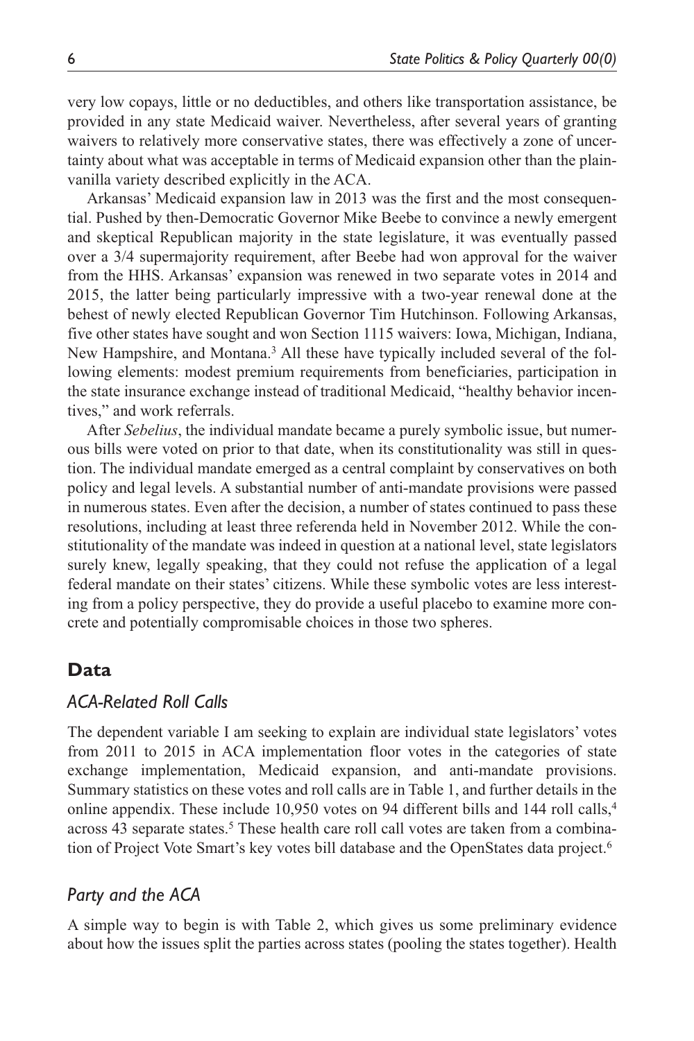very low copays, little or no deductibles, and others like transportation assistance, be provided in any state Medicaid waiver. Nevertheless, after several years of granting waivers to relatively more conservative states, there was effectively a zone of uncertainty about what was acceptable in terms of Medicaid expansion other than the plain-vanilla variety described explicitly in the ACA.

Arkansas' Medicaid expansion law in 2013 was the first and the most consequential. Pushed by then-Democratic Governor Mike Beebe to convince a newly emergent and skeptical Republican majority in the state legislature, it was eventually passed over a 3/4 supermajority requirement, after Beebe had won approval for the waiver from the HHS. Arkansas' expansion was renewed in two separate votes in 2014 and 2015, the latter being particularly impressive with a two-year renewal done at the behest of newly elected Republican Governor Tim Hutchinson. Following Arkansas, five other states have sought and won Section 1115 waivers: Iowa, Michigan, Indiana, New Hampshire, and Montana.[3] All these have typically included several of the following elements: modest premium requirements from beneficiaries, participation in the state insurance exchange instead of traditional Medicaid, "healthy behavior incentives," and work referrals.

After *Sebelius*, the individual mandate became a purely symbolic issue, but numerous bills were voted on prior to that date, when its constitutionality was still in question. The individual mandate emerged as a central complaint by conservatives on both policy and legal levels. A substantial number of anti-mandate provisions were passed in numerous states. Even after the decision, a number of states continued to pass these resolutions, including at least three referenda held in November 2012. While the constitutionality of the mandate was indeed in question at a national level, state legislators surely knew, legally speaking, that they could not refuse the application of a legal federal mandate on their states' citizens. While these symbolic votes are less interesting from a policy perspective, they do provide a useful placebo to examine more concrete and potentially compromisable choices in those two spheres.

## Data

### *ACA-Related Roll Calls*

The dependent variable I am seeking to explain are individual state legislators' votes from 2011 to 2015 in ACA implementation floor votes in the categories of state exchange implementation, Medicaid expansion, and anti-mandate provisions. Summary statistics on these votes and roll calls are in Table 1, and further details in the online appendix. These include 10,950 votes on 94 different bills and 144 roll calls,[4] across 43 separate states.[5] These health care roll call votes are taken from a combination of Project Vote Smart's key votes bill database and the OpenStates data project.[6]

### *Party and the ACA*

A simple way to begin is with Table 2, which gives us some preliminary evidence about how the issues split the parties across states (pooling the states together). Health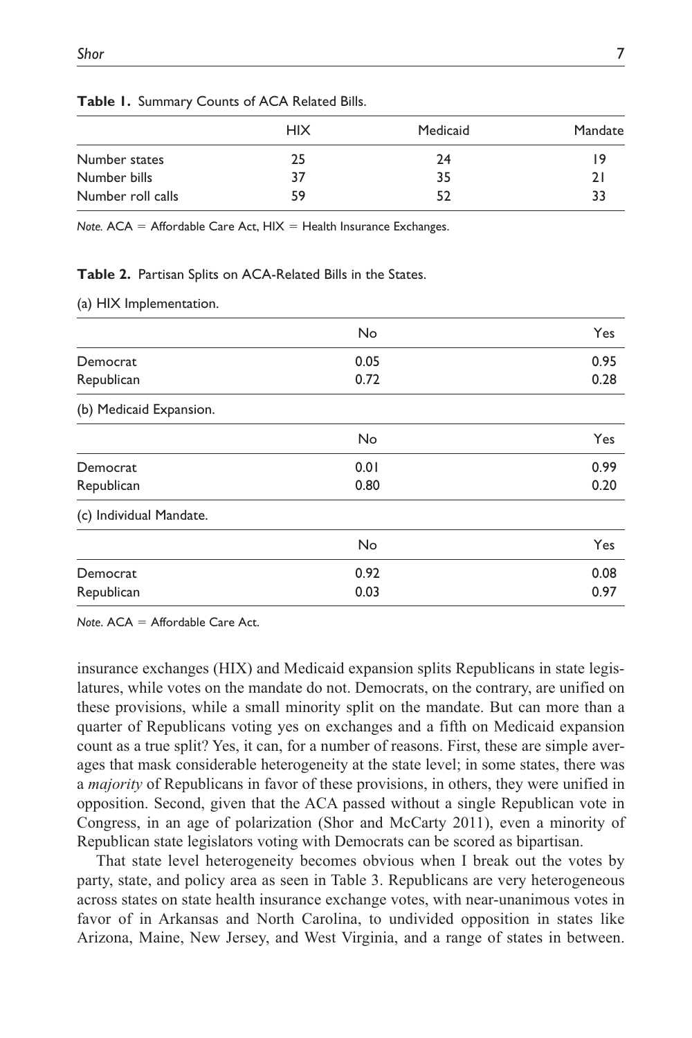**Table 1.** Summary Counts of ACA Related Bills.

| | HIX | Medicaid | Mandate |
|---|---|---|---|
| Number states | 25 | 24 | 19 |
| Number bills | 37 | 35 | 21 |
| Number roll calls | 59 | 52 | 33 |

*Note.* ACA = Affordable Care Act, HIX = Health Insurance Exchanges.

**Table 2.** Partisan Splits on ACA-Related Bills in the States.

(a) HIX Implementation.

| | No | Yes |
|---|---|---|
| Democrat | 0.05 | 0.95 |
| Republican | 0.72 | 0.28 |

(b) Medicaid Expansion.

| | No | Yes |
|---|---|---|
| Democrat | 0.01 | 0.99 |
| Republican | 0.80 | 0.20 |

(c) Individual Mandate.

| | No | Yes |
|---|---|---|
| Democrat | 0.92 | 0.08 |
| Republican | 0.03 | 0.97 |

*Note*. ACA = Affordable Care Act.

insurance exchanges (HIX) and Medicaid expansion splits Republicans in state legislatures, while votes on the mandate do not. Democrats, on the contrary, are unified on these provisions, while a small minority split on the mandate. But can more than a quarter of Republicans voting yes on exchanges and a fifth on Medicaid expansion count as a true split? Yes, it can, for a number of reasons. First, these are simple averages that mask considerable heterogeneity at the state level; in some states, there was a *majority* of Republicans in favor of these provisions, in others, they were unified in opposition. Second, given that the ACA passed without a single Republican vote in Congress, in an age of polarization (Shor and McCarty 2011), even a minority of Republican state legislators voting with Democrats can be scored as bipartisan.

That state level heterogeneity becomes obvious when I break out the votes by party, state, and policy area as seen in Table 3. Republicans are very heterogeneous across states on state health insurance exchange votes, with near-unanimous votes in favor of in Arkansas and North Carolina, to undivided opposition in states like Arizona, Maine, New Jersey, and West Virginia, and a range of states in between.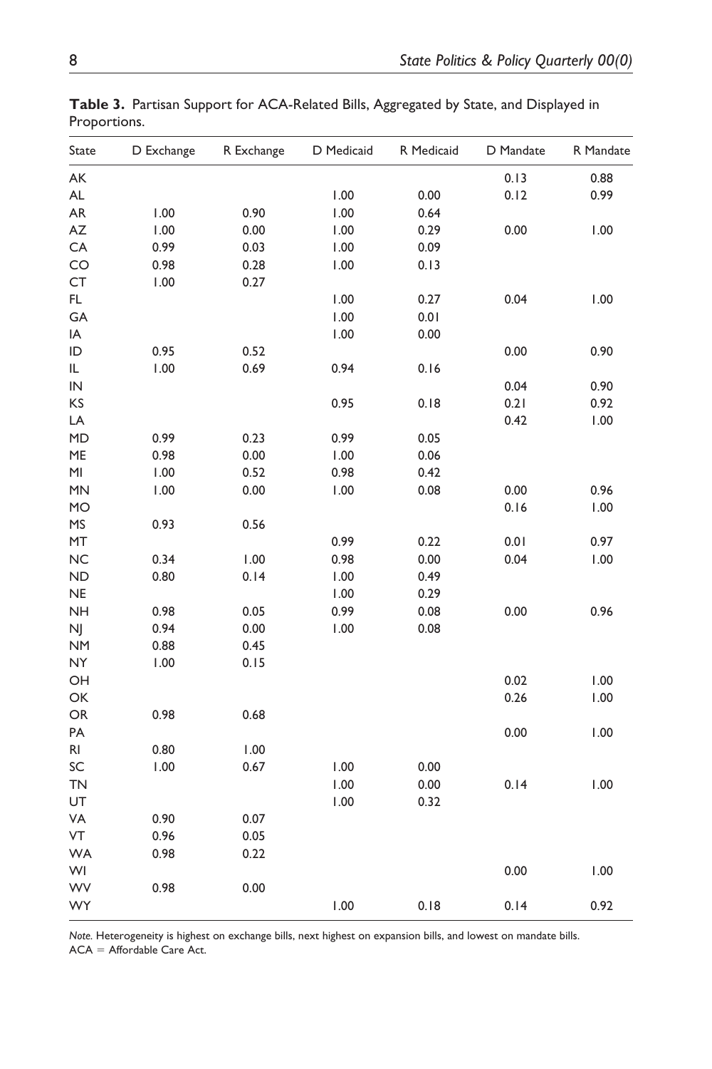**Table 3.** Partisan Support for ACA-Related Bills, Aggregated by State, and Displayed in Proportions.

| State | D Exchange | R Exchange | D Medicaid | R Medicaid | D Mandate | R Mandate |
|---|---|---|---|---|---|---|
| AK | | | | | 0.13 | 0.88 |
| AL | | | 1.00 | 0.00 | 0.12 | 0.99 |
| AR | 1.00 | 0.90 | 1.00 | 0.64 | | |
| AZ | 1.00 | 0.00 | 1.00 | 0.29 | 0.00 | 1.00 |
| CA | 0.99 | 0.03 | 1.00 | 0.09 | | |
| CO | 0.98 | 0.28 | 1.00 | 0.13 | | |
| CT | 1.00 | 0.27 | | | | |
| FL | | | 1.00 | 0.27 | 0.04 | 1.00 |
| GA | | | 1.00 | 0.01 | | |
| IA | | | 1.00 | 0.00 | | |
| ID | 0.95 | 0.52 | | | 0.00 | 0.90 |
| IL | 1.00 | 0.69 | 0.94 | 0.16 | | |
| IN | | | | | 0.04 | 0.90 |
| KS | | | 0.95 | 0.18 | 0.21 | 0.92 |
| LA | | | | | 0.42 | 1.00 |
| MD | 0.99 | 0.23 | 0.99 | 0.05 | | |
| ME | 0.98 | 0.00 | 1.00 | 0.06 | | |
| MI | 1.00 | 0.52 | 0.98 | 0.42 | | |
| MN | 1.00 | 0.00 | 1.00 | 0.08 | 0.00 | 0.96 |
| MO | | | | | 0.16 | 1.00 |
| MS | 0.93 | 0.56 | | | | |
| MT | | | 0.99 | 0.22 | 0.01 | 0.97 |
| NC | 0.34 | 1.00 | 0.98 | 0.00 | 0.04 | 1.00 |
| ND | 0.80 | 0.14 | 1.00 | 0.49 | | |
| NE | | | 1.00 | 0.29 | | |
| NH | 0.98 | 0.05 | 0.99 | 0.08 | 0.00 | 0.96 |
| NJ | 0.94 | 0.00 | 1.00 | 0.08 | | |
| NM | 0.88 | 0.45 | | | | |
| NY | 1.00 | 0.15 | | | | |
| OH | | | | | 0.02 | 1.00 |
| OK | | | | | 0.26 | 1.00 |
| OR | 0.98 | 0.68 | | | | |
| PA | | | | | 0.00 | 1.00 |
| RI | 0.80 | 1.00 | | | | |
| SC | 1.00 | 0.67 | 1.00 | 0.00 | | |
| TN | | | 1.00 | 0.00 | 0.14 | 1.00 |
| UT | | | 1.00 | 0.32 | | |
| VA | 0.90 | 0.07 | | | | |
| VT | 0.96 | 0.05 | | | | |
| WA | 0.98 | 0.22 | | | | |
| WI | | | | | 0.00 | 1.00 |
| WV | 0.98 | 0.00 | | | | |
| WY | | | 1.00 | 0.18 | 0.14 | 0.92 |

*Note.* Heterogeneity is highest on exchange bills, next highest on expansion bills, and lowest on mandate bills.
ACA = Affordable Care Act.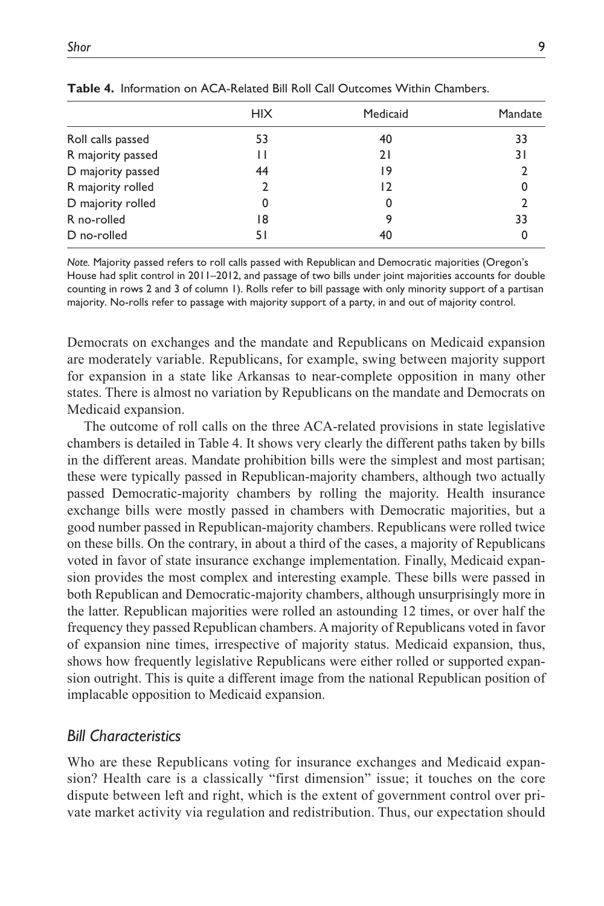**Table 4.** Information on ACA-Related Bill Roll Call Outcomes Within Chambers.

| | HIX | Medicaid | Mandate |
|---|---|---|---|
| Roll calls passed | 53 | 40 | 33 |
| R majority passed | 11 | 21 | 31 |
| D majority passed | 44 | 19 | 2 |
| R majority rolled | 2 | 12 | 0 |
| D majority rolled | 0 | 0 | 2 |
| R no-rolled | 18 | 9 | 33 |
| D no-rolled | 51 | 40 | 0 |

*Note.* Majority passed refers to roll calls passed with Republican and Democratic majorities (Oregon's House had split control in 2011–2012, and passage of two bills under joint majorities accounts for double counting in rows 2 and 3 of column 1). Rolls refer to bill passage with only minority support of a partisan majority. No-rolls refer to passage with majority support of a party, in and out of majority control.

Democrats on exchanges and the mandate and Republicans on Medicaid expansion are moderately variable. Republicans, for example, swing between majority support for expansion in a state like Arkansas to near-complete opposition in many other states. There is almost no variation by Republicans on the mandate and Democrats on Medicaid expansion.

The outcome of roll calls on the three ACA-related provisions in state legislative chambers is detailed in Table 4. It shows very clearly the different paths taken by bills in the different areas. Mandate prohibition bills were the simplest and most partisan; these were typically passed in Republican-majority chambers, although two actually passed Democratic-majority chambers by rolling the majority. Health insurance exchange bills were mostly passed in chambers with Democratic majorities, but a good number passed in Republican-majority chambers. Republicans were rolled twice on these bills. On the contrary, in about a third of the cases, a majority of Republicans voted in favor of state insurance exchange implementation. Finally, Medicaid expansion provides the most complex and interesting example. These bills were passed in both Republican and Democratic-majority chambers, although unsurprisingly more in the latter. Republican majorities were rolled an astounding 12 times, or over half the frequency they passed Republican chambers. A majority of Republicans voted in favor of expansion nine times, irrespective of majority status. Medicaid expansion, thus, shows how frequently legislative Republicans were either rolled or supported expansion outright. This is quite a different image from the national Republican position of implacable opposition to Medicaid expansion.

### *Bill Characteristics*

Who are these Republicans voting for insurance exchanges and Medicaid expansion? Health care is a classically "first dimension" issue; it touches on the core dispute between left and right, which is the extent of government control over private market activity via regulation and redistribution. Thus, our expectation should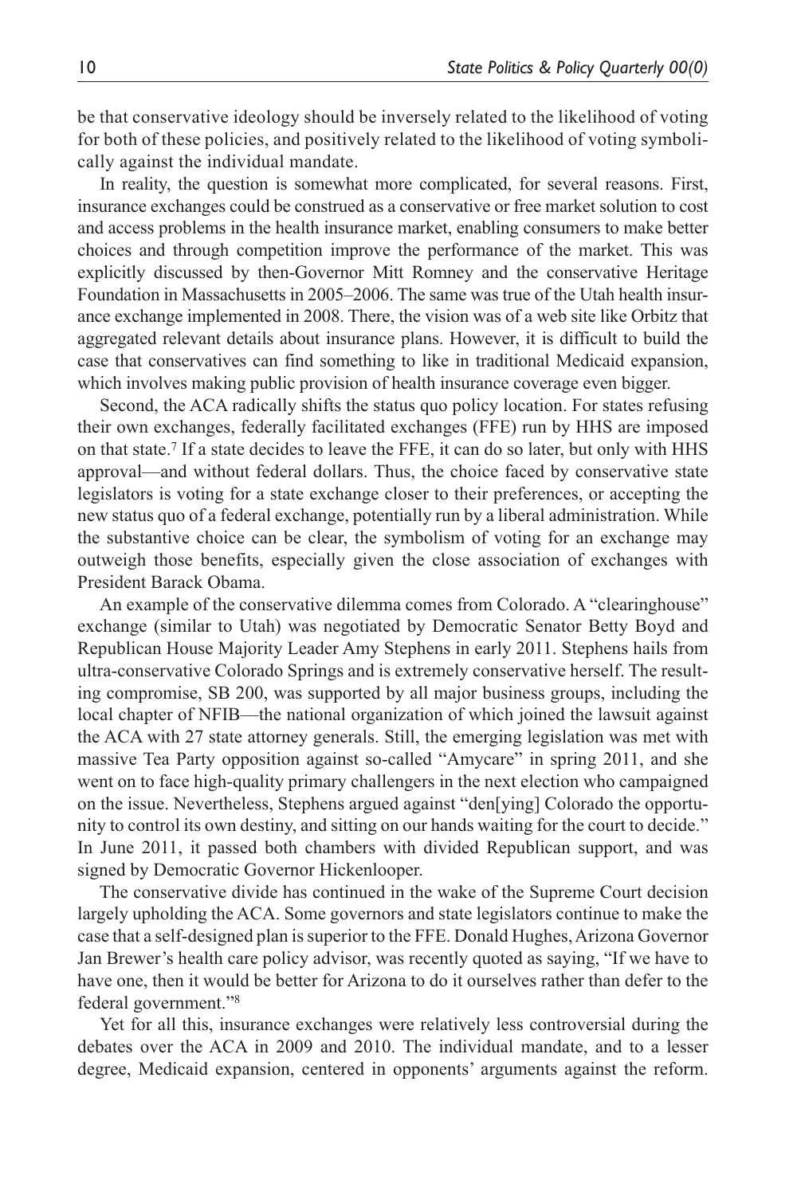be that conservative ideology should be inversely related to the likelihood of voting for both of these policies, and positively related to the likelihood of voting symbolically against the individual mandate.

In reality, the question is somewhat more complicated, for several reasons. First, insurance exchanges could be construed as a conservative or free market solution to cost and access problems in the health insurance market, enabling consumers to make better choices and through competition improve the performance of the market. This was explicitly discussed by then-Governor Mitt Romney and the conservative Heritage Foundation in Massachusetts in 2005–2006. The same was true of the Utah health insurance exchange implemented in 2008. There, the vision was of a web site like Orbitz that aggregated relevant details about insurance plans. However, it is difficult to build the case that conservatives can find something to like in traditional Medicaid expansion, which involves making public provision of health insurance coverage even bigger.

Second, the ACA radically shifts the status quo policy location. For states refusing their own exchanges, federally facilitated exchanges (FFE) run by HHS are imposed on that state.[7] If a state decides to leave the FFE, it can do so later, but only with HHS approval—and without federal dollars. Thus, the choice faced by conservative state legislators is voting for a state exchange closer to their preferences, or accepting the new status quo of a federal exchange, potentially run by a liberal administration. While the substantive choice can be clear, the symbolism of voting for an exchange may outweigh those benefits, especially given the close association of exchanges with President Barack Obama.

An example of the conservative dilemma comes from Colorado. A "clearinghouse" exchange (similar to Utah) was negotiated by Democratic Senator Betty Boyd and Republican House Majority Leader Amy Stephens in early 2011. Stephens hails from ultra-conservative Colorado Springs and is extremely conservative herself. The resulting compromise, SB 200, was supported by all major business groups, including the local chapter of NFIB—the national organization of which joined the lawsuit against the ACA with 27 state attorney generals. Still, the emerging legislation was met with massive Tea Party opposition against so-called "Amycare" in spring 2011, and she went on to face high-quality primary challengers in the next election who campaigned on the issue. Nevertheless, Stephens argued against "den[ying] Colorado the opportunity to control its own destiny, and sitting on our hands waiting for the court to decide." In June 2011, it passed both chambers with divided Republican support, and was signed by Democratic Governor Hickenlooper.

The conservative divide has continued in the wake of the Supreme Court decision largely upholding the ACA. Some governors and state legislators continue to make the case that a self-designed plan is superior to the FFE. Donald Hughes, Arizona Governor Jan Brewer's health care policy advisor, was recently quoted as saying, "If we have to have one, then it would be better for Arizona to do it ourselves rather than defer to the federal government."[8]

Yet for all this, insurance exchanges were relatively less controversial during the debates over the ACA in 2009 and 2010. The individual mandate, and to a lesser degree, Medicaid expansion, centered in opponents' arguments against the reform.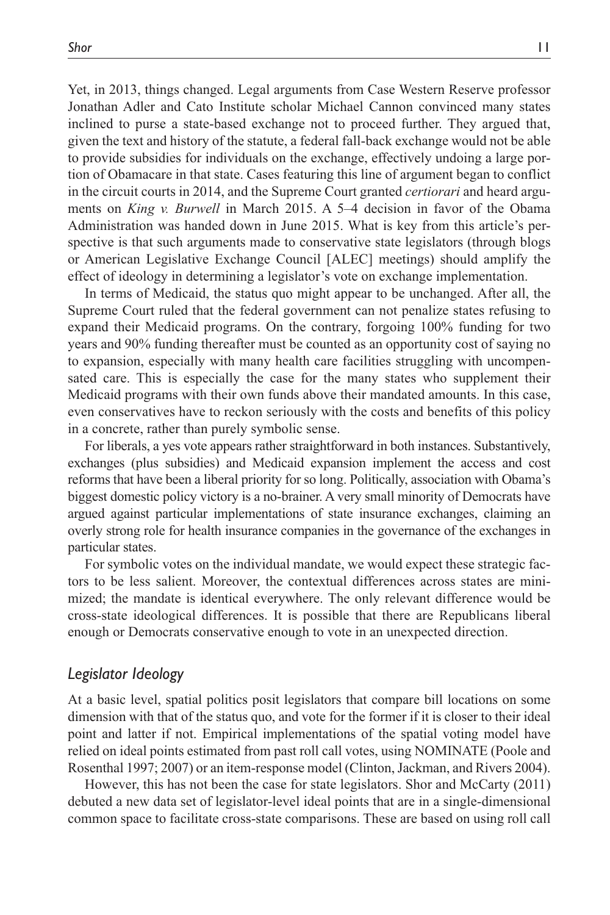Yet, in 2013, things changed. Legal arguments from Case Western Reserve professor Jonathan Adler and Cato Institute scholar Michael Cannon convinced many states inclined to purse a state-based exchange not to proceed further. They argued that, given the text and history of the statute, a federal fall-back exchange would not be able to provide subsidies for individuals on the exchange, effectively undoing a large portion of Obamacare in that state. Cases featuring this line of argument began to conflict in the circuit courts in 2014, and the Supreme Court granted *certiorari* and heard arguments on *King v. Burwell* in March 2015. A 5–4 decision in favor of the Obama Administration was handed down in June 2015. What is key from this article's perspective is that such arguments made to conservative state legislators (through blogs or American Legislative Exchange Council [ALEC] meetings) should amplify the effect of ideology in determining a legislator's vote on exchange implementation.

In terms of Medicaid, the status quo might appear to be unchanged. After all, the Supreme Court ruled that the federal government can not penalize states refusing to expand their Medicaid programs. On the contrary, forgoing 100% funding for two years and 90% funding thereafter must be counted as an opportunity cost of saying no to expansion, especially with many health care facilities struggling with uncompensated care. This is especially the case for the many states who supplement their Medicaid programs with their own funds above their mandated amounts. In this case, even conservatives have to reckon seriously with the costs and benefits of this policy in a concrete, rather than purely symbolic sense.

For liberals, a yes vote appears rather straightforward in both instances. Substantively, exchanges (plus subsidies) and Medicaid expansion implement the access and cost reforms that have been a liberal priority for so long. Politically, association with Obama's biggest domestic policy victory is a no-brainer. A very small minority of Democrats have argued against particular implementations of state insurance exchanges, claiming an overly strong role for health insurance companies in the governance of the exchanges in particular states.

For symbolic votes on the individual mandate, we would expect these strategic factors to be less salient. Moreover, the contextual differences across states are minimized; the mandate is identical everywhere. The only relevant difference would be cross-state ideological differences. It is possible that there are Republicans liberal enough or Democrats conservative enough to vote in an unexpected direction.

### *Legislator Ideology*

At a basic level, spatial politics posit legislators that compare bill locations on some dimension with that of the status quo, and vote for the former if it is closer to their ideal point and latter if not. Empirical implementations of the spatial voting model have relied on ideal points estimated from past roll call votes, using NOMINATE (Poole and Rosenthal 1997; 2007) or an item-response model (Clinton, Jackman, and Rivers 2004).

However, this has not been the case for state legislators. Shor and McCarty (2011) debuted a new data set of legislator-level ideal points that are in a single-dimensional common space to facilitate cross-state comparisons. These are based on using roll call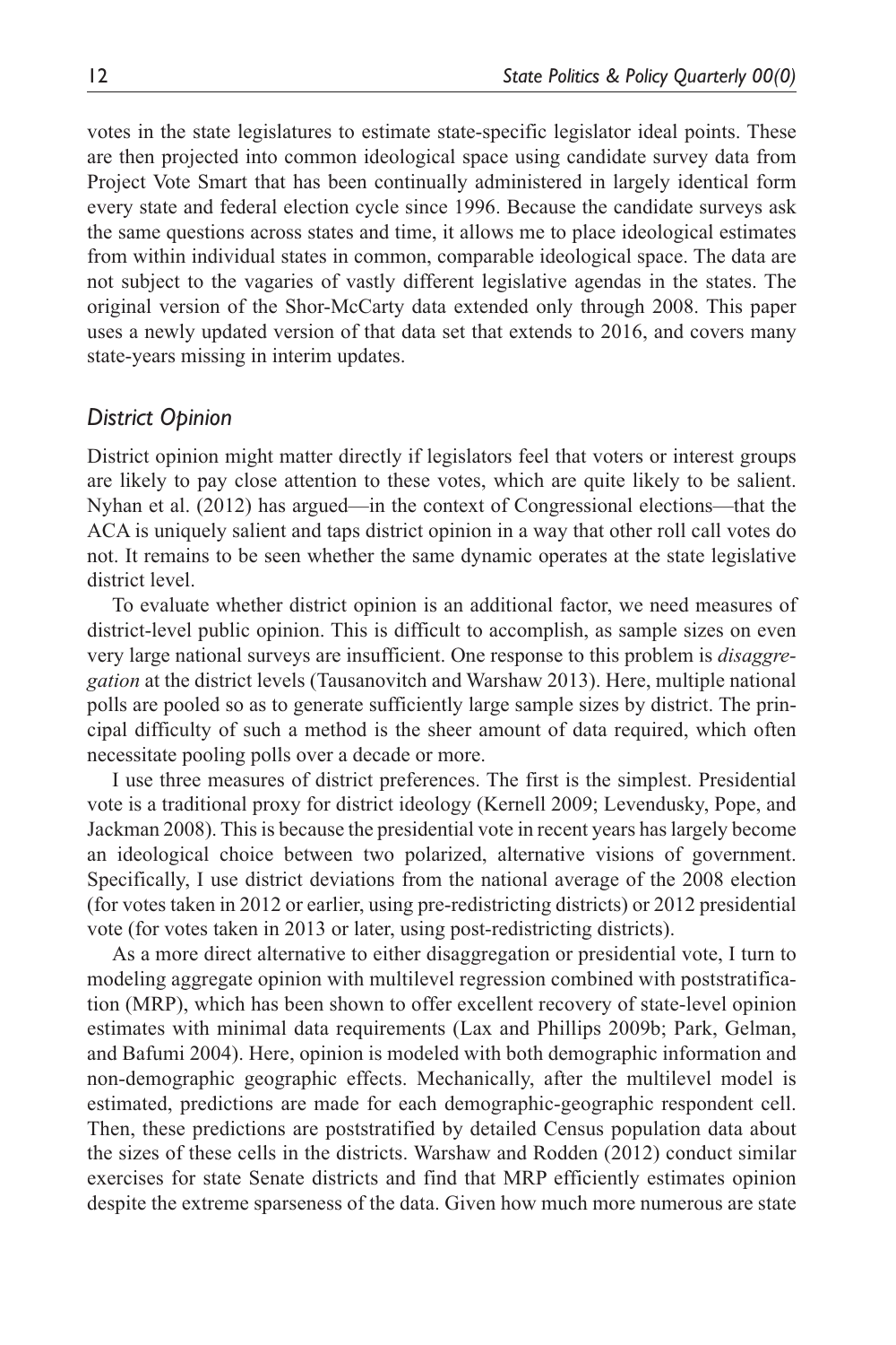votes in the state legislatures to estimate state-specific legislator ideal points. These are then projected into common ideological space using candidate survey data from Project Vote Smart that has been continually administered in largely identical form every state and federal election cycle since 1996. Because the candidate surveys ask the same questions across states and time, it allows me to place ideological estimates from within individual states in common, comparable ideological space. The data are not subject to the vagaries of vastly different legislative agendas in the states. The original version of the Shor-McCarty data extended only through 2008. This paper uses a newly updated version of that data set that extends to 2016, and covers many state-years missing in interim updates.

### *District Opinion*

District opinion might matter directly if legislators feel that voters or interest groups are likely to pay close attention to these votes, which are quite likely to be salient. Nyhan et al. (2012) has argued—in the context of Congressional elections—that the ACA is uniquely salient and taps district opinion in a way that other roll call votes do not. It remains to be seen whether the same dynamic operates at the state legislative district level.

To evaluate whether district opinion is an additional factor, we need measures of district-level public opinion. This is difficult to accomplish, as sample sizes on even very large national surveys are insufficient. One response to this problem is *disaggregation* at the district levels (Tausanovitch and Warshaw 2013). Here, multiple national polls are pooled so as to generate sufficiently large sample sizes by district. The principal difficulty of such a method is the sheer amount of data required, which often necessitate pooling polls over a decade or more.

I use three measures of district preferences. The first is the simplest. Presidential vote is a traditional proxy for district ideology (Kernell 2009; Levendusky, Pope, and Jackman 2008). This is because the presidential vote in recent years has largely become an ideological choice between two polarized, alternative visions of government. Specifically, I use district deviations from the national average of the 2008 election (for votes taken in 2012 or earlier, using pre-redistricting districts) or 2012 presidential vote (for votes taken in 2013 or later, using post-redistricting districts).

As a more direct alternative to either disaggregation or presidential vote, I turn to modeling aggregate opinion with multilevel regression combined with poststratification (MRP), which has been shown to offer excellent recovery of state-level opinion estimates with minimal data requirements (Lax and Phillips 2009b; Park, Gelman, and Bafumi 2004). Here, opinion is modeled with both demographic information and non-demographic geographic effects. Mechanically, after the multilevel model is estimated, predictions are made for each demographic-geographic respondent cell. Then, these predictions are poststratified by detailed Census population data about the sizes of these cells in the districts. Warshaw and Rodden (2012) conduct similar exercises for state Senate districts and find that MRP efficiently estimates opinion despite the extreme sparseness of the data. Given how much more numerous are state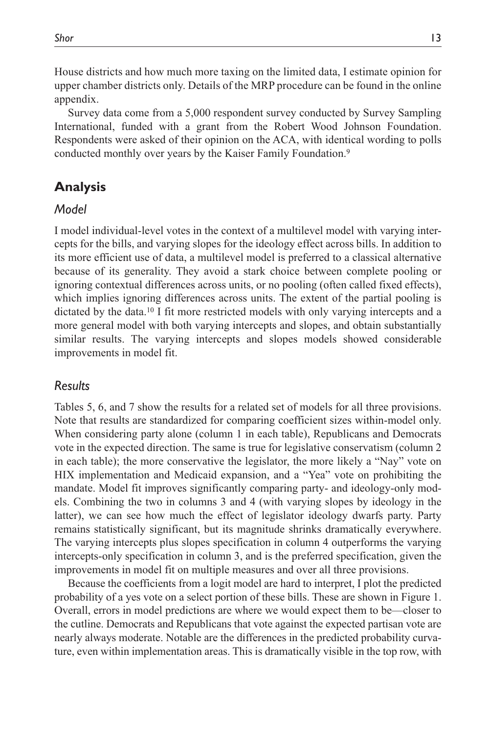House districts and how much more taxing on the limited data, I estimate opinion for upper chamber districts only. Details of the MRP procedure can be found in the online appendix.

Survey data come from a 5,000 respondent survey conducted by Survey Sampling International, funded with a grant from the Robert Wood Johnson Foundation. Respondents were asked of their opinion on the ACA, with identical wording to polls conducted monthly over years by the Kaiser Family Foundation.[9]

## Analysis

### *Model*

I model individual-level votes in the context of a multilevel model with varying intercepts for the bills, and varying slopes for the ideology effect across bills. In addition to its more efficient use of data, a multilevel model is preferred to a classical alternative because of its generality. They avoid a stark choice between complete pooling or ignoring contextual differences across units, or no pooling (often called fixed effects), which implies ignoring differences across units. The extent of the partial pooling is dictated by the data.[10] I fit more restricted models with only varying intercepts and a more general model with both varying intercepts and slopes, and obtain substantially similar results. The varying intercepts and slopes models showed considerable improvements in model fit.

### *Results*

Tables 5, 6, and 7 show the results for a related set of models for all three provisions. Note that results are standardized for comparing coefficient sizes within-model only. When considering party alone (column 1 in each table), Republicans and Democrats vote in the expected direction. The same is true for legislative conservatism (column 2 in each table); the more conservative the legislator, the more likely a "Nay" vote on HIX implementation and Medicaid expansion, and a "Yea" vote on prohibiting the mandate. Model fit improves significantly comparing party- and ideology-only models. Combining the two in columns 3 and 4 (with varying slopes by ideology in the latter), we can see how much the effect of legislator ideology dwarfs party. Party remains statistically significant, but its magnitude shrinks dramatically everywhere. The varying intercepts plus slopes specification in column 4 outperforms the varying intercepts-only specification in column 3, and is the preferred specification, given the improvements in model fit on multiple measures and over all three provisions.

Because the coefficients from a logit model are hard to interpret, I plot the predicted probability of a yes vote on a select portion of these bills. These are shown in Figure 1. Overall, errors in model predictions are where we would expect them to be—closer to the cutline. Democrats and Republicans that vote against the expected partisan vote are nearly always moderate. Notable are the differences in the predicted probability curvature, even within implementation areas. This is dramatically visible in the top row, with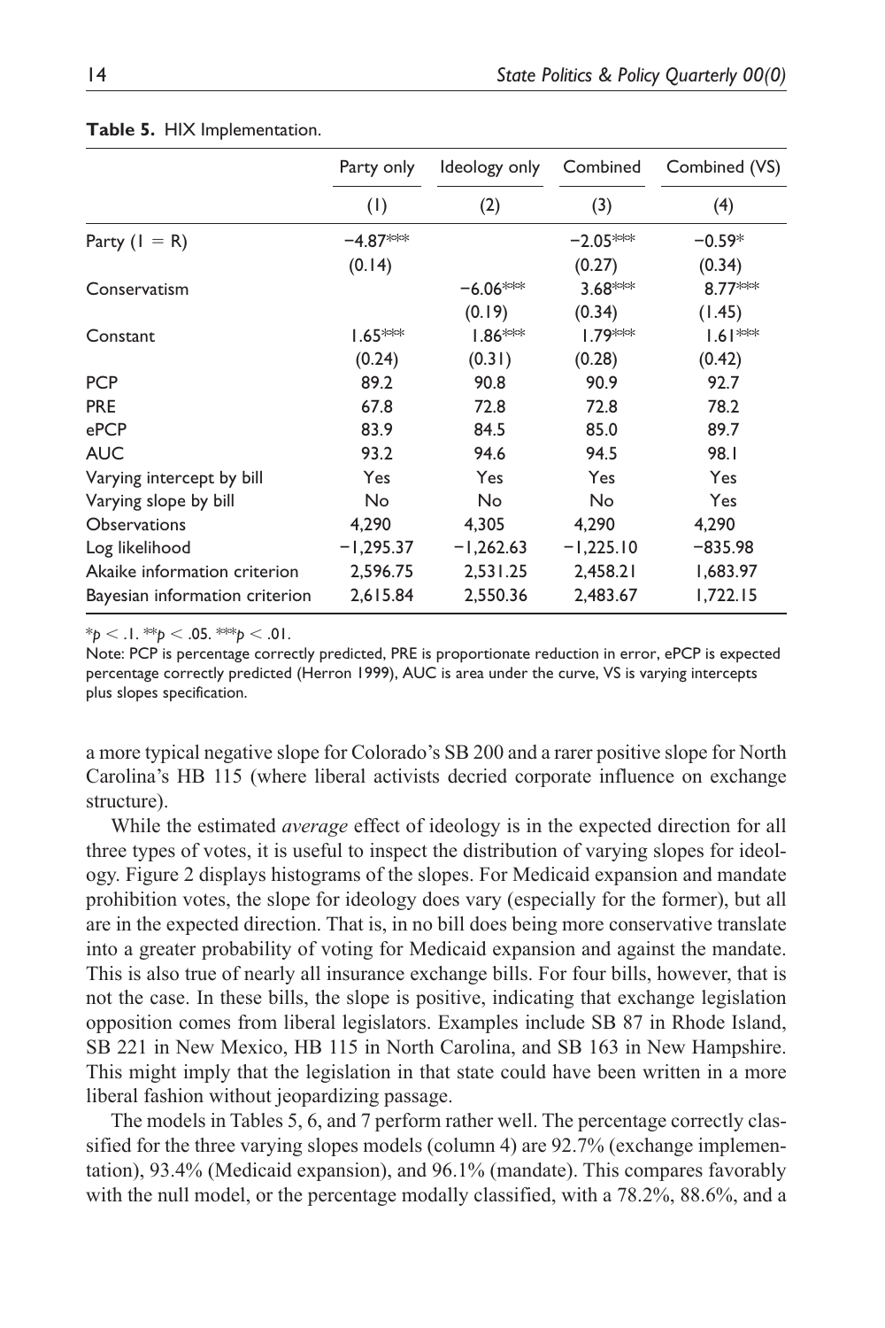**Table 5.** HIX Implementation.

| | Party only | Ideology only | Combined | Combined (VS) |
|---|---|---|---|---|
| | (1) | (2) | (3) | (4) |
| Party (1 = R) | −4.87*** | | −2.05*** | −0.59* |
| | (0.14) | | (0.27) | (0.34) |
| Conservatism | | −6.06*** | 3.68*** | 8.77*** |
| | | (0.19) | (0.34) | (1.45) |
| Constant | 1.65*** | 1.86*** | 1.79*** | 1.61*** |
| | (0.24) | (0.31) | (0.28) | (0.42) |
| PCP | 89.2 | 90.8 | 90.9 | 92.7 |
| PRE | 67.8 | 72.8 | 72.8 | 78.2 |
| ePCP | 83.9 | 84.5 | 85.0 | 89.7 |
| AUC | 93.2 | 94.6 | 94.5 | 98.1 |
| Varying intercept by bill | Yes | Yes | Yes | Yes |
| Varying slope by bill | No | No | No | Yes |
| Observations | 4,290 | 4,305 | 4,290 | 4,290 |
| Log likelihood | −1,295.37 | −1,262.63 | −1,225.10 | −835.98 |
| Akaike information criterion | 2,596.75 | 2,531.25 | 2,458.21 | 1,683.97 |
| Bayesian information criterion | 2,615.84 | 2,550.36 | 2,483.67 | 1,722.15 |

*$p < .1$. **$p < .05$. ***$p < .01$.

Note: PCP is percentage correctly predicted, PRE is proportionate reduction in error, ePCP is expected percentage correctly predicted (Herron 1999), AUC is area under the curve, VS is varying intercepts plus slopes specification.

a more typical negative slope for Colorado's SB 200 and a rarer positive slope for North Carolina's HB 115 (where liberal activists decried corporate influence on exchange structure).

While the estimated *average* effect of ideology is in the expected direction for all three types of votes, it is useful to inspect the distribution of varying slopes for ideology. Figure 2 displays histograms of the slopes. For Medicaid expansion and mandate prohibition votes, the slope for ideology does vary (especially for the former), but all are in the expected direction. That is, in no bill does being more conservative translate into a greater probability of voting for Medicaid expansion and against the mandate. This is also true of nearly all insurance exchange bills. For four bills, however, that is not the case. In these bills, the slope is positive, indicating that exchange legislation opposition comes from liberal legislators. Examples include SB 87 in Rhode Island, SB 221 in New Mexico, HB 115 in North Carolina, and SB 163 in New Hampshire. This might imply that the legislation in that state could have been written in a more liberal fashion without jeopardizing passage.

The models in Tables 5, 6, and 7 perform rather well. The percentage correctly classified for the three varying slopes models (column 4) are 92.7% (exchange implementation), 93.4% (Medicaid expansion), and 96.1% (mandate). This compares favorably with the null model, or the percentage modally classified, with a 78.2%, 88.6%, and a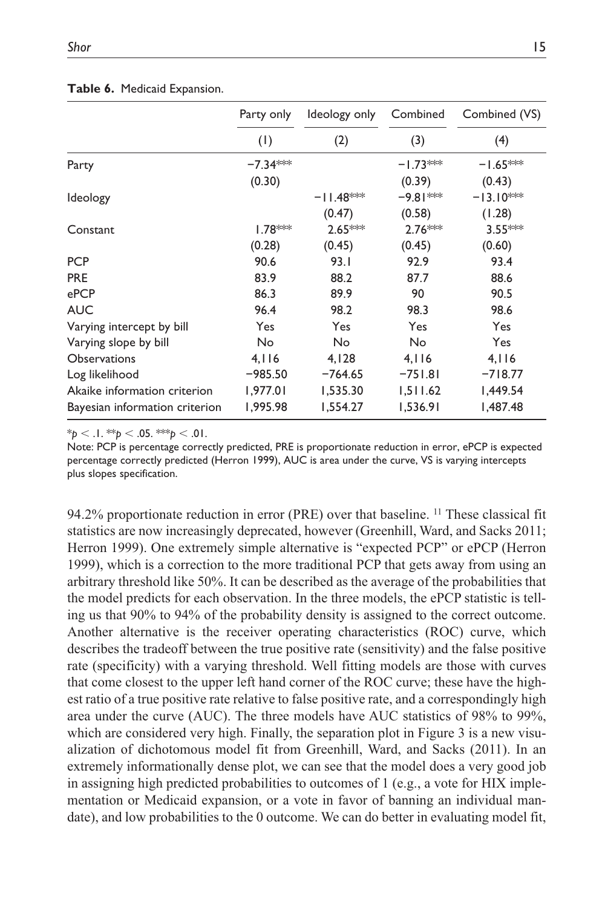**Table 6.** Medicaid Expansion.

| | Party only | Ideology only | Combined | Combined (VS) |
|---|---|---|---|---|
| | (1) | (2) | (3) | (4) |
| Party | −7.34*** | | −1.73*** | −1.65*** |
| | (0.30) | | (0.39) | (0.43) |
| Ideology | | −11.48*** | −9.81*** | −13.10*** |
| | | (0.47) | (0.58) | (1.28) |
| Constant | 1.78*** | 2.65*** | 2.76*** | 3.55*** |
| | (0.28) | (0.45) | (0.45) | (0.60) |
| PCP | 90.6 | 93.1 | 92.9 | 93.4 |
| PRE | 83.9 | 88.2 | 87.7 | 88.6 |
| ePCP | 86.3 | 89.9 | 90 | 90.5 |
| AUC | 96.4 | 98.2 | 98.3 | 98.6 |
| Varying intercept by bill | Yes | Yes | Yes | Yes |
| Varying slope by bill | No | No | No | Yes |
| Observations | 4,116 | 4,128 | 4,116 | 4,116 |
| Log likelihood | −985.50 | −764.65 | −751.81 | −718.77 |
| Akaike information criterion | 1,977.01 | 1,535.30 | 1,511.62 | 1,449.54 |
| Bayesian information criterion | 1,995.98 | 1,554.27 | 1,536.91 | 1,487.48 |

*$p < .1$. **$p < .05$. ***$p < .01$.

Note: PCP is percentage correctly predicted, PRE is proportionate reduction in error, ePCP is expected percentage correctly predicted (Herron 1999), AUC is area under the curve, VS is varying intercepts plus slopes specification.

94.2% proportionate reduction in error (PRE) over that baseline. [11] These classical fit statistics are now increasingly deprecated, however (Greenhill, Ward, and Sacks 2011; Herron 1999). One extremely simple alternative is "expected PCP" or ePCP (Herron 1999), which is a correction to the more traditional PCP that gets away from using an arbitrary threshold like 50%. It can be described as the average of the probabilities that the model predicts for each observation. In the three models, the ePCP statistic is telling us that 90% to 94% of the probability density is assigned to the correct outcome. Another alternative is the receiver operating characteristics (ROC) curve, which describes the tradeoff between the true positive rate (sensitivity) and the false positive rate (specificity) with a varying threshold. Well fitting models are those with curves that come closest to the upper left hand corner of the ROC curve; these have the highest ratio of a true positive rate relative to false positive rate, and a correspondingly high area under the curve (AUC). The three models have AUC statistics of 98% to 99%, which are considered very high. Finally, the separation plot in Figure 3 is a new visualization of dichotomous model fit from Greenhill, Ward, and Sacks (2011). In an extremely informationally dense plot, we can see that the model does a very good job in assigning high predicted probabilities to outcomes of 1 (e.g., a vote for HIX implementation or Medicaid expansion, or a vote in favor of banning an individual mandate), and low probabilities to the 0 outcome. We can do better in evaluating model fit,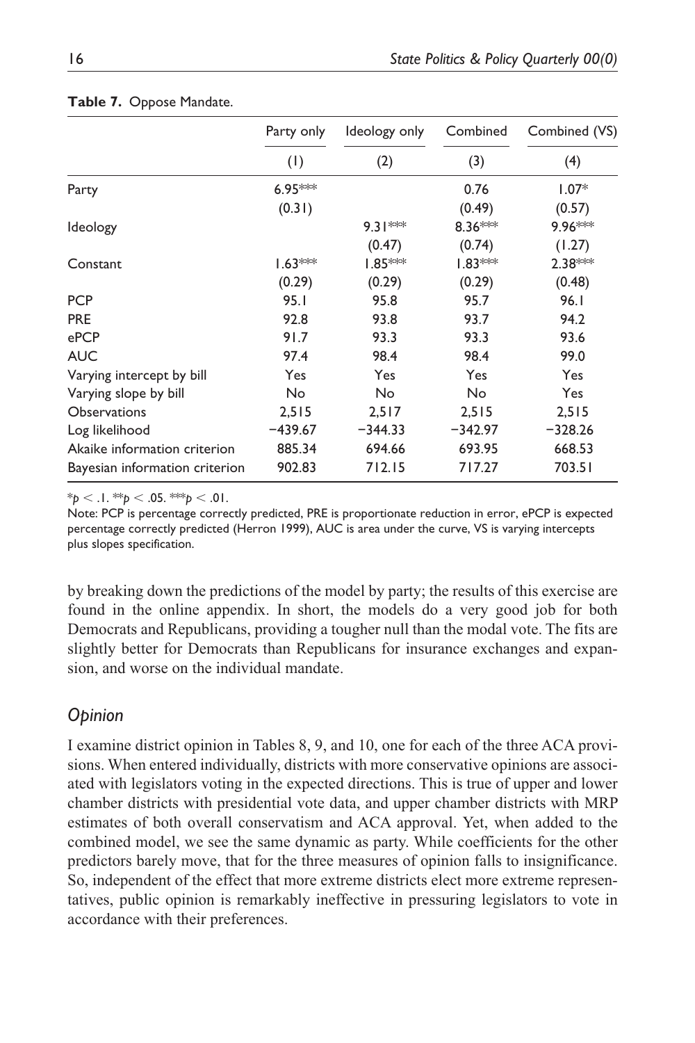**Table 7.** Oppose Mandate.

| | Party only | Ideology only | Combined | Combined (VS) |
|---|---|---|---|---|
| | (1) | (2) | (3) | (4) |
| Party | 6.95*** | | 0.76 | 1.07* |
| | (0.31) | | (0.49) | (0.57) |
| Ideology | | 9.31*** | 8.36*** | 9.96*** |
| | | (0.47) | (0.74) | (1.27) |
| Constant | 1.63*** | 1.85*** | 1.83*** | 2.38*** |
| | (0.29) | (0.29) | (0.29) | (0.48) |
| PCP | 95.1 | 95.8 | 95.7 | 96.1 |
| PRE | 92.8 | 93.8 | 93.7 | 94.2 |
| ePCP | 91.7 | 93.3 | 93.3 | 93.6 |
| AUC | 97.4 | 98.4 | 98.4 | 99.0 |
| Varying intercept by bill | Yes | Yes | Yes | Yes |
| Varying slope by bill | No | No | No | Yes |
| Observations | 2,515 | 2,517 | 2,515 | 2,515 |
| Log likelihood | −439.67 | −344.33 | −342.97 | −328.26 |
| Akaike information criterion | 885.34 | 694.66 | 693.95 | 668.53 |
| Bayesian information criterion | 902.83 | 712.15 | 717.27 | 703.51 |

*$p < .1$. **$p < .05$. ***$p < .01$.

Note: PCP is percentage correctly predicted, PRE is proportionate reduction in error, ePCP is expected percentage correctly predicted (Herron 1999), AUC is area under the curve, VS is varying intercepts plus slopes specification.

by breaking down the predictions of the model by party; the results of this exercise are found in the online appendix. In short, the models do a very good job for both Democrats and Republicans, providing a tougher null than the modal vote. The fits are slightly better for Democrats than Republicans for insurance exchanges and expansion, and worse on the individual mandate.

### *Opinion*

I examine district opinion in Tables 8, 9, and 10, one for each of the three ACA provisions. When entered individually, districts with more conservative opinions are associated with legislators voting in the expected directions. This is true of upper and lower chamber districts with presidential vote data, and upper chamber districts with MRP estimates of both overall conservatism and ACA approval. Yet, when added to the combined model, we see the same dynamic as party. While coefficients for the other predictors barely move, that for the three measures of opinion falls to insignificance. So, independent of the effect that more extreme districts elect more extreme representatives, public opinion is remarkably ineffective in pressuring legislators to vote in accordance with their preferences.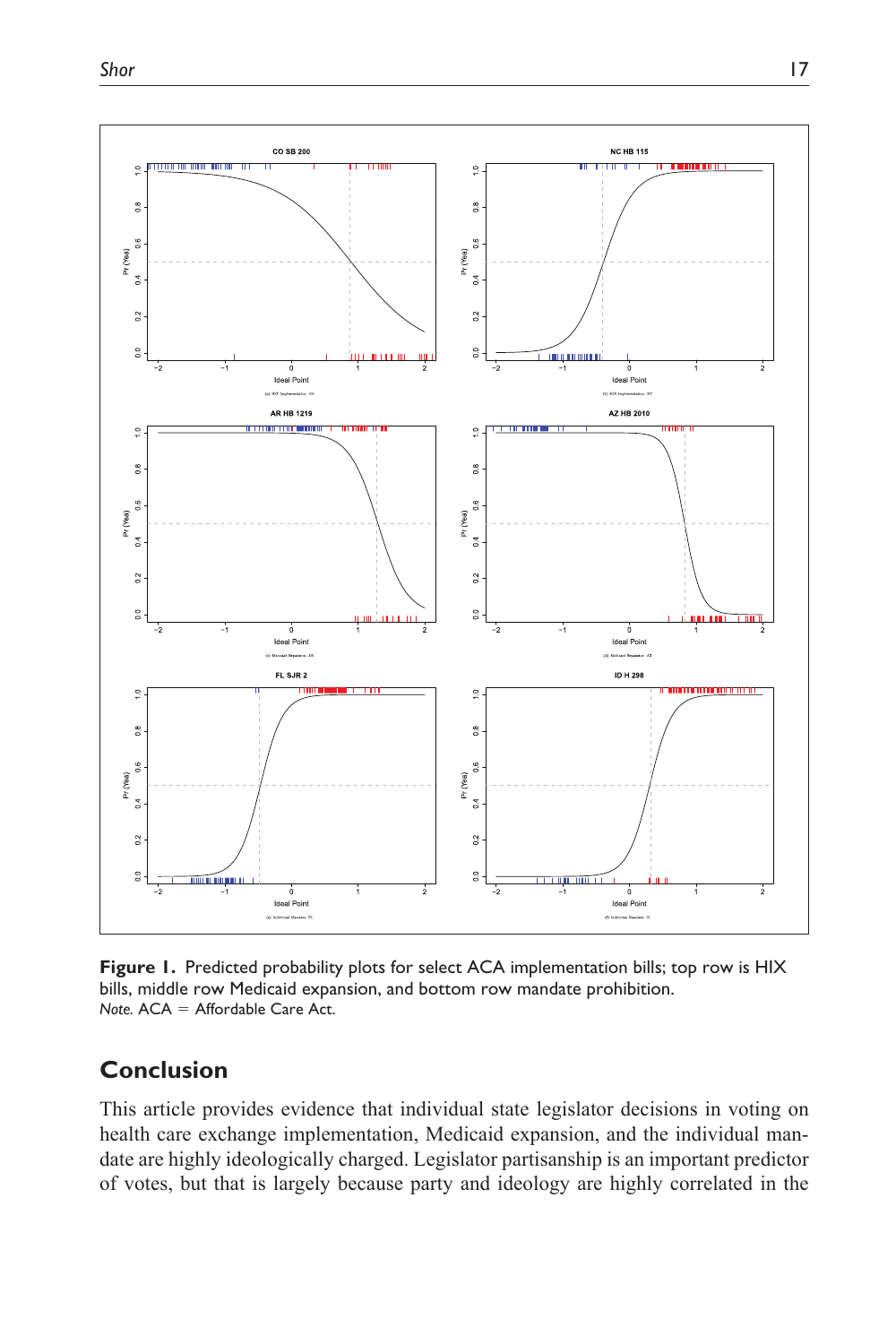**Figure 1.** Predicted probability plots for select ACA implementation bills; top row is HIX bills, middle row Medicaid expansion, and bottom row mandate prohibition.
*Note.* ACA = Affordable Care Act.

## Conclusion

This article provides evidence that individual state legislator decisions in voting on health care exchange implementation, Medicaid expansion, and the individual mandate are highly ideologically charged. Legislator partisanship is an important predictor of votes, but that is largely because party and ideology are highly correlated in the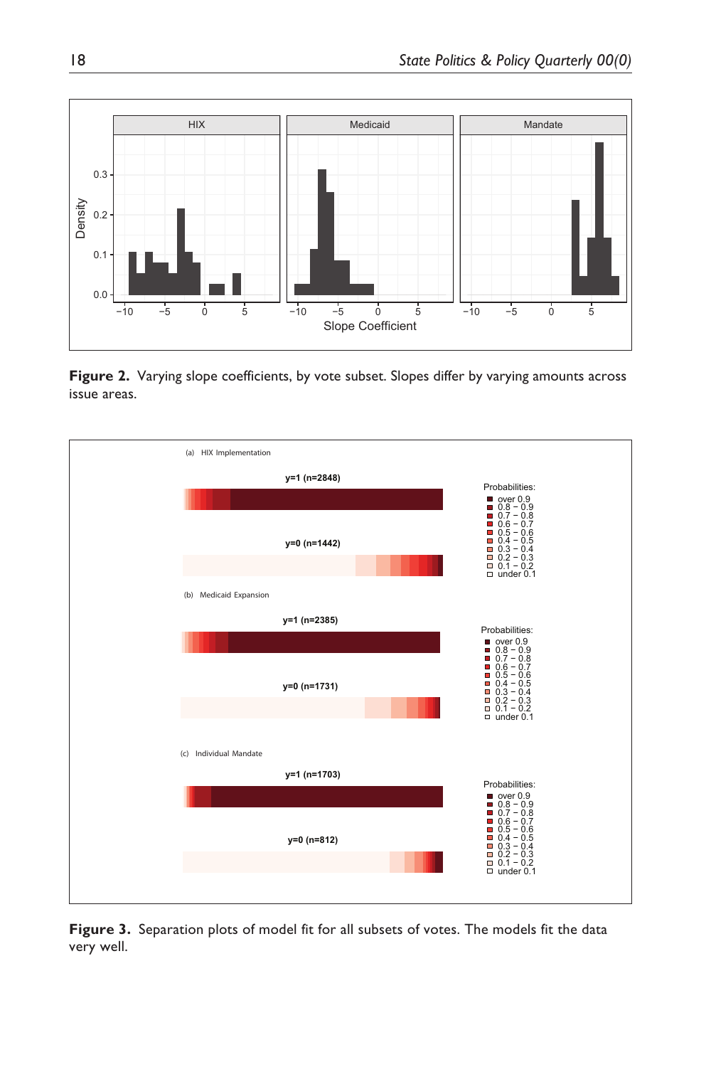**Figure 2.** Varying slope coefficients, by vote subset. Slopes differ by varying amounts across issue areas.

**Figure 3.** Separation plots of model fit for all subsets of votes. The models fit the data very well.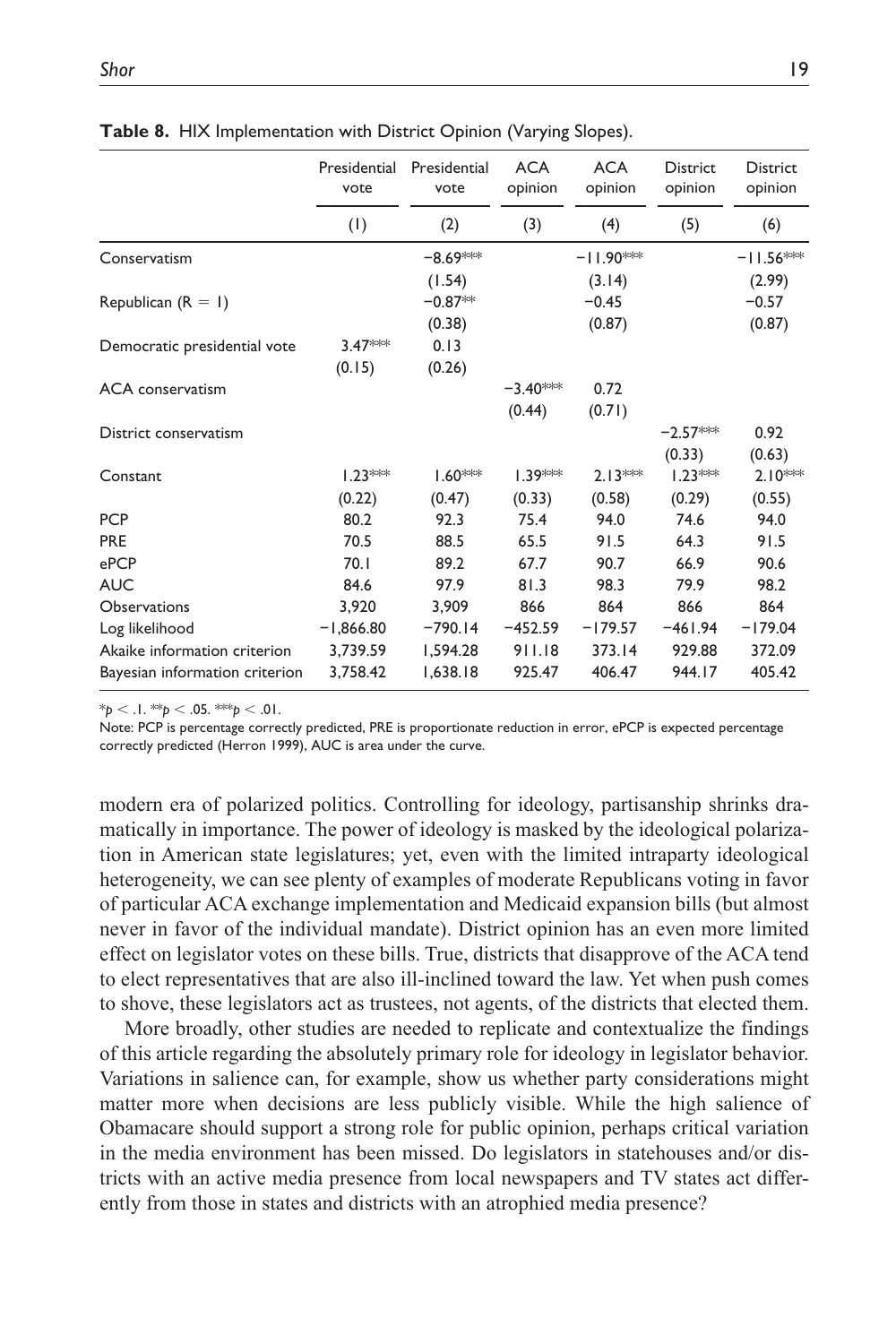**Table 8.** HIX Implementation with District Opinion (Varying Slopes).

| | Presidential vote | Presidential vote | ACA opinion | ACA opinion | District opinion | District opinion |
|---|---|---|---|---|---|---|
| | (1) | (2) | (3) | (4) | (5) | (6) |
| Conservatism | | −8.69*** | | −11.90*** | | −11.56*** |
| | | (1.54) | | (3.14) | | (2.99) |
| Republican (R = 1) | | −0.87** | | −0.45 | | −0.57 |
| | | (0.38) | | (0.87) | | (0.87) |
| Democratic presidential vote | 3.47*** | 0.13 | | | | |
| | (0.15) | (0.26) | | | | |
| ACA conservatism | | | −3.40*** | 0.72 | | |
| | | | (0.44) | (0.71) | | |
| District conservatism | | | | | −2.57*** | 0.92 |
| | | | | | (0.33) | (0.63) |
| Constant | 1.23*** | 1.60*** | 1.39*** | 2.13*** | 1.23*** | 2.10*** |
| | (0.22) | (0.47) | (0.33) | (0.58) | (0.29) | (0.55) |
| PCP | 80.2 | 92.3 | 75.4 | 94.0 | 74.6 | 94.0 |
| PRE | 70.5 | 88.5 | 65.5 | 91.5 | 64.3 | 91.5 |
| ePCP | 70.1 | 89.2 | 67.7 | 90.7 | 66.9 | 90.6 |
| AUC | 84.6 | 97.9 | 81.3 | 98.3 | 79.9 | 98.2 |
| Observations | 3,920 | 3,909 | 866 | 864 | 866 | 864 |
| Log likelihood | −1,866.80 | −790.14 | −452.59 | −179.57 | −461.94 | −179.04 |
| Akaike information criterion | 3,739.59 | 1,594.28 | 911.18 | 373.14 | 929.88 | 372.09 |
| Bayesian information criterion | 3,758.42 | 1,638.18 | 925.47 | 406.47 | 944.17 | 405.42 |

*$p < .1$. **$p < .05$. ***$p < .01$.

Note: PCP is percentage correctly predicted, PRE is proportionate reduction in error, ePCP is expected percentage correctly predicted (Herron 1999), AUC is area under the curve.

modern era of polarized politics. Controlling for ideology, partisanship shrinks dramatically in importance. The power of ideology is masked by the ideological polarization in American state legislatures; yet, even with the limited intraparty ideological heterogeneity, we can see plenty of examples of moderate Republicans voting in favor of particular ACA exchange implementation and Medicaid expansion bills (but almost never in favor of the individual mandate). District opinion has an even more limited effect on legislator votes on these bills. True, districts that disapprove of the ACA tend to elect representatives that are also ill-inclined toward the law. Yet when push comes to shove, these legislators act as trustees, not agents, of the districts that elected them.

More broadly, other studies are needed to replicate and contextualize the findings of this article regarding the absolutely primary role for ideology in legislator behavior. Variations in salience can, for example, show us whether party considerations might matter more when decisions are less publicly visible. While the high salience of Obamacare should support a strong role for public opinion, perhaps critical variation in the media environment has been missed. Do legislators in statehouses and/or districts with an active media presence from local newspapers and TV states act differently from those in states and districts with an atrophied media presence?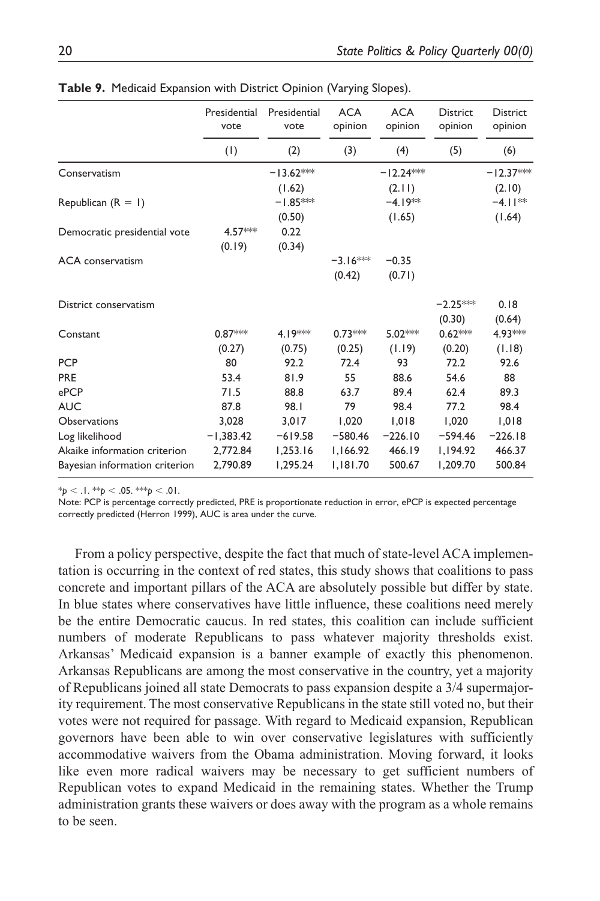**Table 9.** Medicaid Expansion with District Opinion (Varying Slopes).

| | Presidential vote | Presidential vote | ACA opinion | ACA opinion | District opinion | District opinion |
|---|---|---|---|---|---|---|
| | (1) | (2) | (3) | (4) | (5) | (6) |
| Conservatism | | −13.62*** | | −12.24*** | | −12.37*** |
| | | (1.62) | | (2.11) | | (2.10) |
| Republican (R = 1) | | −1.85*** | | −4.19** | | −4.11** |
| | | (0.50) | | (1.65) | | (1.64) |
| Democratic presidential vote | 4.57*** | 0.22 | | | | |
| | (0.19) | (0.34) | | | | |
| ACA conservatism | | | −3.16*** | −0.35 | | |
| | | | (0.42) | (0.71) | | |
| District conservatism | | | | | −2.25*** | 0.18 |
| | | | | | (0.30) | (0.64) |
| Constant | 0.87*** | 4.19*** | 0.73*** | 5.02*** | 0.62*** | 4.93*** |
| | (0.27) | (0.75) | (0.25) | (1.19) | (0.20) | (1.18) |
| PCP | 80 | 92.2 | 72.4 | 93 | 72.2 | 92.6 |
| PRE | 53.4 | 81.9 | 55 | 88.6 | 54.6 | 88 |
| ePCP | 71.5 | 88.8 | 63.7 | 89.4 | 62.4 | 89.3 |
| AUC | 87.8 | 98.1 | 79 | 98.4 | 77.2 | 98.4 |
| Observations | 3,028 | 3,017 | 1,020 | 1,018 | 1,020 | 1,018 |
| Log likelihood | −1,383.42 | −619.58 | −580.46 | −226.10 | −594.46 | −226.18 |
| Akaike information criterion | 2,772.84 | 1,253.16 | 1,166.92 | 466.19 | 1,194.92 | 466.37 |
| Bayesian information criterion | 2,790.89 | 1,295.24 | 1,181.70 | 500.67 | 1,209.70 | 500.84 |

*$p < .1$. **$p < .05$. ***$p < .01$.

Note: PCP is percentage correctly predicted, PRE is proportionate reduction in error, ePCP is expected percentage correctly predicted (Herron 1999), AUC is area under the curve.

From a policy perspective, despite the fact that much of state-level ACA implementation is occurring in the context of red states, this study shows that coalitions to pass concrete and important pillars of the ACA are absolutely possible but differ by state. In blue states where conservatives have little influence, these coalitions need merely be the entire Democratic caucus. In red states, this coalition can include sufficient numbers of moderate Republicans to pass whatever majority thresholds exist. Arkansas' Medicaid expansion is a banner example of exactly this phenomenon. Arkansas Republicans are among the most conservative in the country, yet a majority of Republicans joined all state Democrats to pass expansion despite a 3/4 supermajority requirement. The most conservative Republicans in the state still voted no, but their votes were not required for passage. With regard to Medicaid expansion, Republican governors have been able to win over conservative legislatures with sufficiently accommodative waivers from the Obama administration. Moving forward, it looks like even more radical waivers may be necessary to get sufficient numbers of Republican votes to expand Medicaid in the remaining states. Whether the Trump administration grants these waivers or does away with the program as a whole remains to be seen.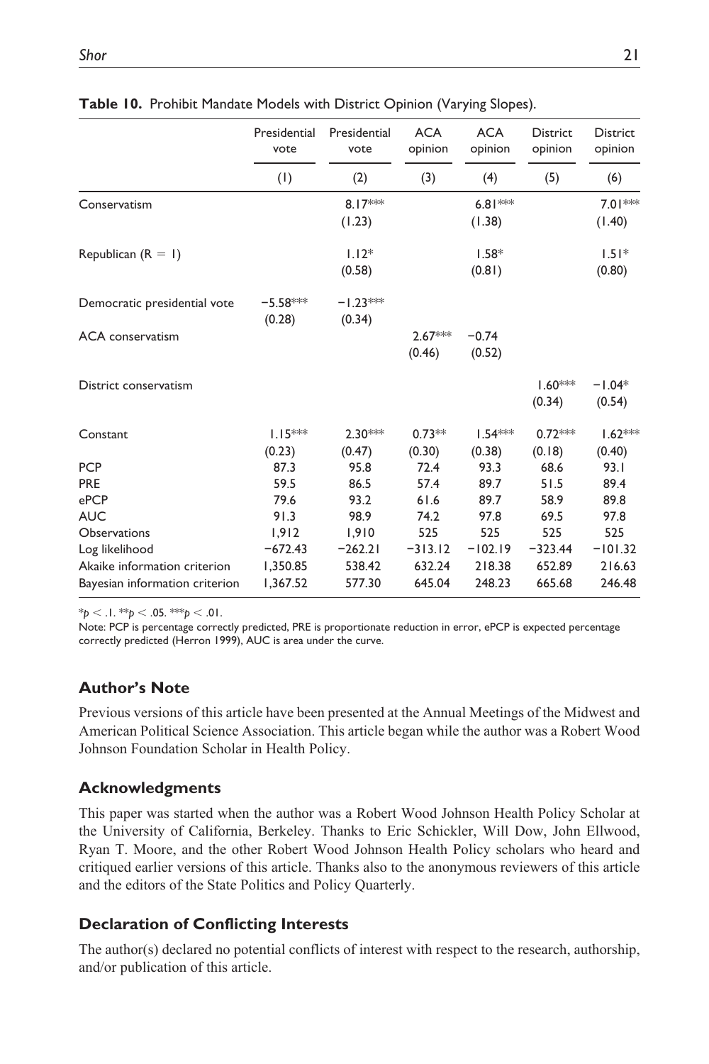**Table 10.** Prohibit Mandate Models with District Opinion (Varying Slopes).

| | Presidential vote | Presidential vote | ACA opinion | ACA opinion | District opinion | District opinion |
|---|---|---|---|---|---|---|
| | (1) | (2) | (3) | (4) | (5) | (6) |
| Conservatism | | 8.17*** (1.23) | | 6.81*** (1.38) | | 7.01*** (1.40) |
| Republican (R = 1) | | 1.12* (0.58) | | 1.58* (0.81) | | 1.51* (0.80) |
| Democratic presidential vote | −5.58*** (0.28) | −1.23*** (0.34) | | | | |
| ACA conservatism | | | 2.67*** (0.46) | −0.74 (0.52) | | |
| District conservatism | | | | | 1.60*** (0.34) | −1.04* (0.54) |
| Constant | 1.15*** (0.23) | 2.30*** (0.47) | 0.73** (0.30) | 1.54*** (0.38) | 0.72*** (0.18) | 1.62*** (0.40) |
| PCP | 87.3 | 95.8 | 72.4 | 93.3 | 68.6 | 93.1 |
| PRE | 59.5 | 86.5 | 57.4 | 89.7 | 51.5 | 89.4 |
| ePCP | 79.6 | 93.2 | 61.6 | 89.7 | 58.9 | 89.8 |
| AUC | 91.3 | 98.9 | 74.2 | 97.8 | 69.5 | 97.8 |
| Observations | 1,912 | 1,910 | 525 | 525 | 525 | 525 |
| Log likelihood | −672.43 | −262.21 | −313.12 | −102.19 | −323.44 | −101.32 |
| Akaike information criterion | 1,350.85 | 538.42 | 632.24 | 218.38 | 652.89 | 216.63 |
| Bayesian information criterion | 1,367.52 | 577.30 | 645.04 | 248.23 | 665.68 | 246.48 |

*$p < .1$. **$p < .05$. ***$p < .01$.

Note: PCP is percentage correctly predicted, PRE is proportionate reduction in error, ePCP is expected percentage correctly predicted (Herron 1999), AUC is area under the curve.

## Author's Note

Previous versions of this article have been presented at the Annual Meetings of the Midwest and American Political Science Association. This article began while the author was a Robert Wood Johnson Foundation Scholar in Health Policy.

## Acknowledgments

This paper was started when the author was a Robert Wood Johnson Health Policy Scholar at the University of California, Berkeley. Thanks to Eric Schickler, Will Dow, John Ellwood, Ryan T. Moore, and the other Robert Wood Johnson Health Policy scholars who heard and critiqued earlier versions of this article. Thanks also to the anonymous reviewers of this article and the editors of the State Politics and Policy Quarterly.

## Declaration of Conflicting Interests

The author(s) declared no potential conflicts of interest with respect to the research, authorship, and/or publication of this article.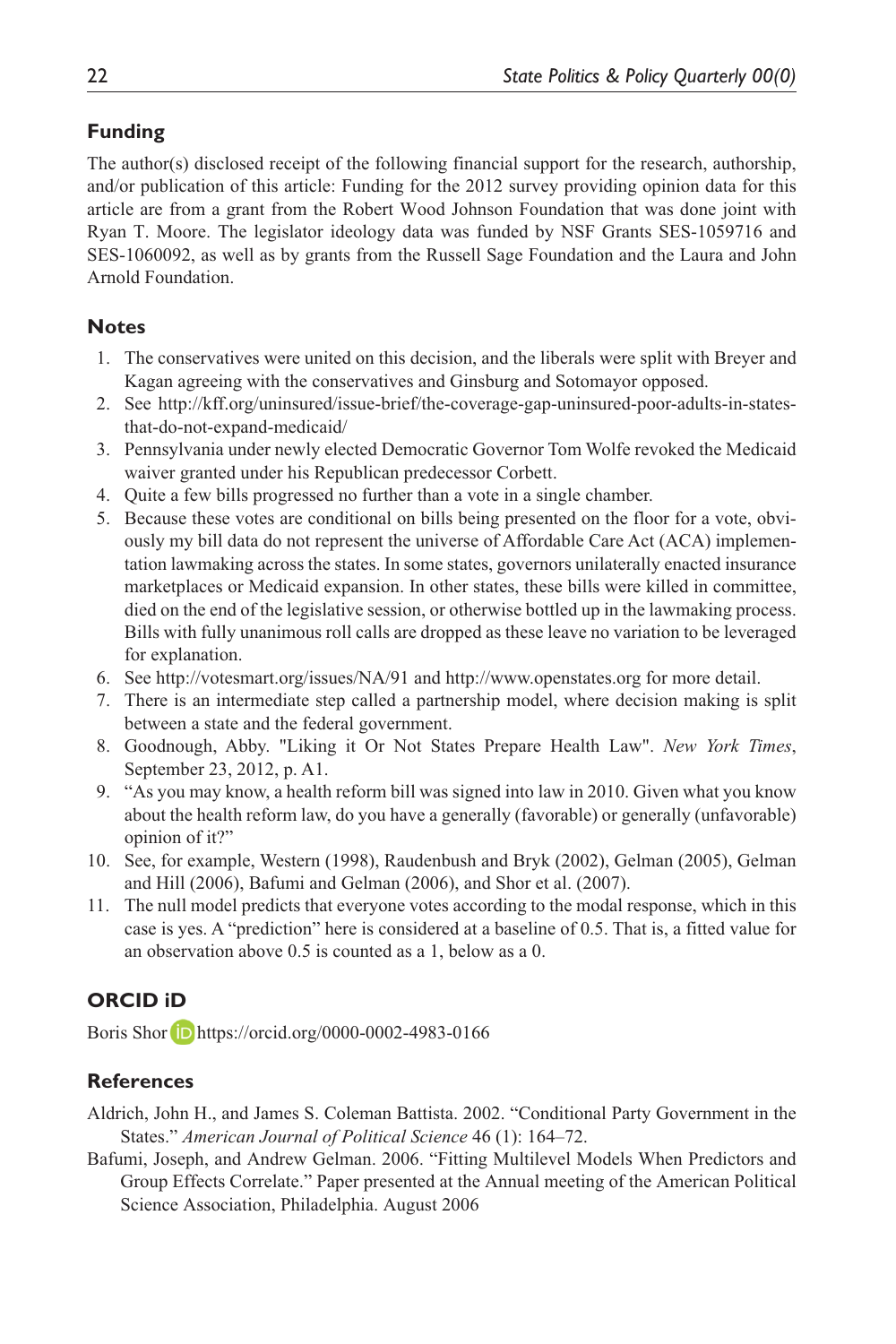## Funding

The author(s) disclosed receipt of the following financial support for the research, authorship, and/or publication of this article: Funding for the 2012 survey providing opinion data for this article are from a grant from the Robert Wood Johnson Foundation that was done joint with Ryan T. Moore. The legislator ideology data was funded by NSF Grants SES-1059716 and SES-1060092, as well as by grants from the Russell Sage Foundation and the Laura and John Arnold Foundation.

## Notes

1. The conservatives were united on this decision, and the liberals were split with Breyer and Kagan agreeing with the conservatives and Ginsburg and Sotomayor opposed.
2. See http://kff.org/uninsured/issue-brief/the-coverage-gap-uninsured-poor-adults-in-states-that-do-not-expand-medicaid/
3. Pennsylvania under newly elected Democratic Governor Tom Wolfe revoked the Medicaid waiver granted under his Republican predecessor Corbett.
4. Quite a few bills progressed no further than a vote in a single chamber.
5. Because these votes are conditional on bills being presented on the floor for a vote, obviously my bill data do not represent the universe of Affordable Care Act (ACA) implementation lawmaking across the states. In some states, governors unilaterally enacted insurance marketplaces or Medicaid expansion. In other states, these bills were killed in committee, died on the end of the legislative session, or otherwise bottled up in the lawmaking process. Bills with fully unanimous roll calls are dropped as these leave no variation to be leveraged for explanation.
6. See http://votesmart.org/issues/NA/91 and http://www.openstates.org for more detail.
7. There is an intermediate step called a partnership model, where decision making is split between a state and the federal government.
8. Goodnough, Abby. "Liking it Or Not States Prepare Health Law". *New York Times*, September 23, 2012, p. A1.
9. "As you may know, a health reform bill was signed into law in 2010. Given what you know about the health reform law, do you have a generally (favorable) or generally (unfavorable) opinion of it?"
10. See, for example, Western (1998), Raudenbush and Bryk (2002), Gelman (2005), Gelman and Hill (2006), Bafumi and Gelman (2006), and Shor et al. (2007).
11. The null model predicts that everyone votes according to the modal response, which in this case is yes. A "prediction" here is considered at a baseline of 0.5. That is, a fitted value for an observation above 0.5 is counted as a 1, below as a 0.

## ORCID iD

Boris Shor https://orcid.org/0000-0002-4983-0166

## References

Aldrich, John H., and James S. Coleman Battista. 2002. "Conditional Party Government in the States." *American Journal of Political Science* 46 (1): 164–72.

Bafumi, Joseph, and Andrew Gelman. 2006. "Fitting Multilevel Models When Predictors and Group Effects Correlate." Paper presented at the Annual meeting of the American Political Science Association, Philadelphia. August 2006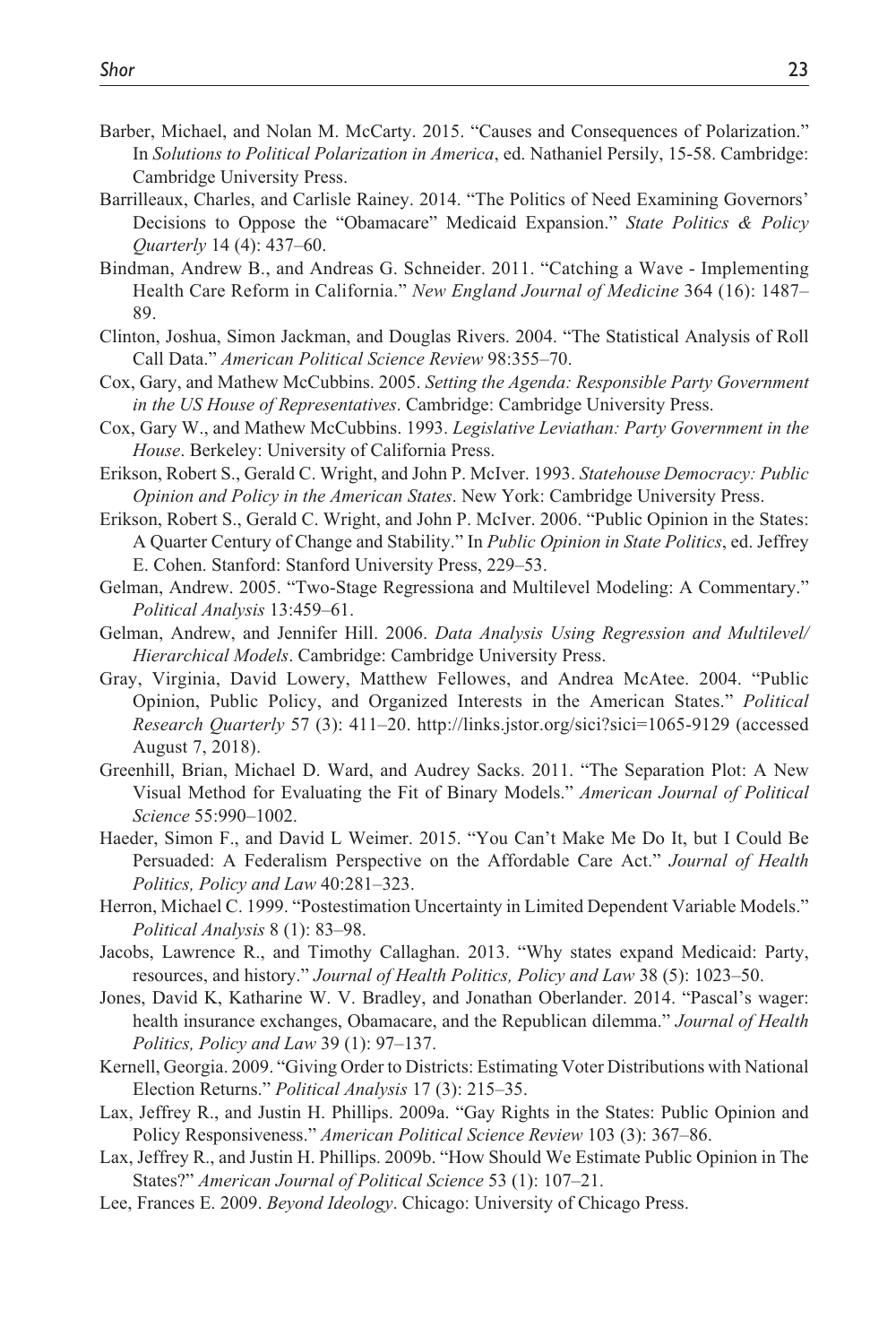Barber, Michael, and Nolan M. McCarty. 2015. "Causes and Consequences of Polarization." In *Solutions to Political Polarization in America*, ed. Nathaniel Persily, 15-58. Cambridge: Cambridge University Press.

Barrilleaux, Charles, and Carlisle Rainey. 2014. "The Politics of Need Examining Governors' Decisions to Oppose the "Obamacare" Medicaid Expansion." *State Politics & Policy Quarterly* 14 (4): 437–60.

Bindman, Andrew B., and Andreas G. Schneider. 2011. "Catching a Wave - Implementing Health Care Reform in California." *New England Journal of Medicine* 364 (16): 1487–89.

Clinton, Joshua, Simon Jackman, and Douglas Rivers. 2004. "The Statistical Analysis of Roll Call Data." *American Political Science Review* 98:355–70.

Cox, Gary, and Mathew McCubbins. 2005. *Setting the Agenda: Responsible Party Government in the US House of Representatives*. Cambridge: Cambridge University Press.

Cox, Gary W., and Mathew McCubbins. 1993. *Legislative Leviathan: Party Government in the House*. Berkeley: University of California Press.

Erikson, Robert S., Gerald C. Wright, and John P. McIver. 1993. *Statehouse Democracy: Public Opinion and Policy in the American States*. New York: Cambridge University Press.

Erikson, Robert S., Gerald C. Wright, and John P. McIver. 2006. "Public Opinion in the States: A Quarter Century of Change and Stability." In *Public Opinion in State Politics*, ed. Jeffrey E. Cohen. Stanford: Stanford University Press, 229–53.

Gelman, Andrew. 2005. "Two-Stage Regressiona and Multilevel Modeling: A Commentary." *Political Analysis* 13:459–61.

Gelman, Andrew, and Jennifer Hill. 2006. *Data Analysis Using Regression and Multilevel/Hierarchical Models*. Cambridge: Cambridge University Press.

Gray, Virginia, David Lowery, Matthew Fellowes, and Andrea McAtee. 2004. "Public Opinion, Public Policy, and Organized Interests in the American States." *Political Research Quarterly* 57 (3): 411–20. http://links.jstor.org/sici?sici=1065-9129 (accessed August 7, 2018).

Greenhill, Brian, Michael D. Ward, and Audrey Sacks. 2011. "The Separation Plot: A New Visual Method for Evaluating the Fit of Binary Models." *American Journal of Political Science* 55:990–1002.

Haeder, Simon F., and David L Weimer. 2015. "You Can't Make Me Do It, but I Could Be Persuaded: A Federalism Perspective on the Affordable Care Act." *Journal of Health Politics, Policy and Law* 40:281–323.

Herron, Michael C. 1999. "Postestimation Uncertainty in Limited Dependent Variable Models." *Political Analysis* 8 (1): 83–98.

Jacobs, Lawrence R., and Timothy Callaghan. 2013. "Why states expand Medicaid: Party, resources, and history." *Journal of Health Politics, Policy and Law* 38 (5): 1023–50.

Jones, David K, Katharine W. V. Bradley, and Jonathan Oberlander. 2014. "Pascal's wager: health insurance exchanges, Obamacare, and the Republican dilemma." *Journal of Health Politics, Policy and Law* 39 (1): 97–137.

Kernell, Georgia. 2009. "Giving Order to Districts: Estimating Voter Distributions with National Election Returns." *Political Analysis* 17 (3): 215–35.

Lax, Jeffrey R., and Justin H. Phillips. 2009a. "Gay Rights in the States: Public Opinion and Policy Responsiveness." *American Political Science Review* 103 (3): 367–86.

Lax, Jeffrey R., and Justin H. Phillips. 2009b. "How Should We Estimate Public Opinion in The States?" *American Journal of Political Science* 53 (1): 107–21.

Lee, Frances E. 2009. *Beyond Ideology*. Chicago: University of Chicago Press.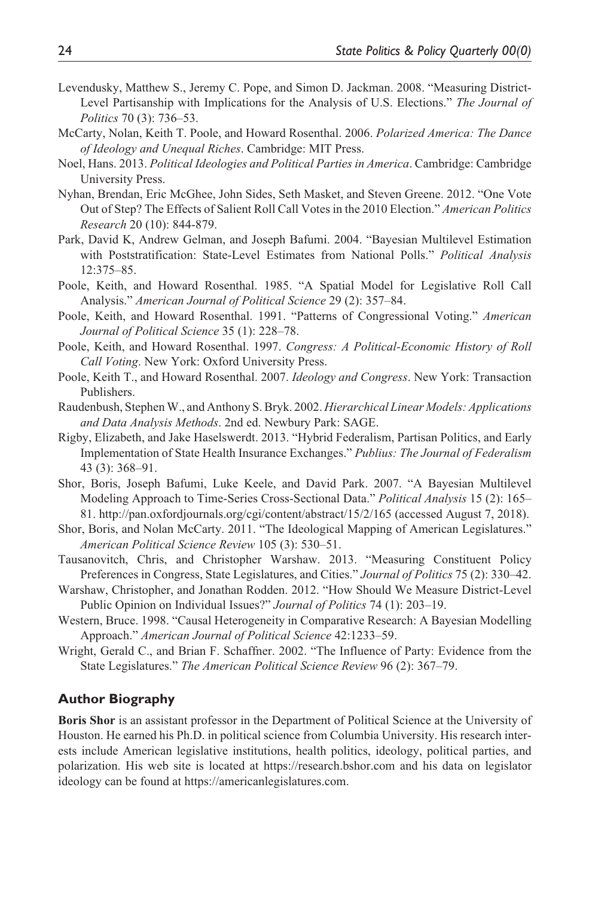Levendusky, Matthew S., Jeremy C. Pope, and Simon D. Jackman. 2008. "Measuring District-Level Partisanship with Implications for the Analysis of U.S. Elections." *The Journal of Politics* 70 (3): 736–53.

McCarty, Nolan, Keith T. Poole, and Howard Rosenthal. 2006. *Polarized America: The Dance of Ideology and Unequal Riches*. Cambridge: MIT Press.

Noel, Hans. 2013. *Political Ideologies and Political Parties in America*. Cambridge: Cambridge University Press.

Nyhan, Brendan, Eric McGhee, John Sides, Seth Masket, and Steven Greene. 2012. "One Vote Out of Step? The Effects of Salient Roll Call Votes in the 2010 Election." *American Politics Research* 20 (10): 844-879.

Park, David K, Andrew Gelman, and Joseph Bafumi. 2004. "Bayesian Multilevel Estimation with Poststratification: State-Level Estimates from National Polls." *Political Analysis* 12:375–85.

Poole, Keith, and Howard Rosenthal. 1985. "A Spatial Model for Legislative Roll Call Analysis." *American Journal of Political Science* 29 (2): 357–84.

Poole, Keith, and Howard Rosenthal. 1991. "Patterns of Congressional Voting." *American Journal of Political Science* 35 (1): 228–78.

Poole, Keith, and Howard Rosenthal. 1997. *Congress: A Political-Economic History of Roll Call Voting*. New York: Oxford University Press.

Poole, Keith T., and Howard Rosenthal. 2007. *Ideology and Congress*. New York: Transaction Publishers.

Raudenbush, Stephen W., and Anthony S. Bryk. 2002. *Hierarchical Linear Models: Applications and Data Analysis Methods*. 2nd ed. Newbury Park: SAGE.

Rigby, Elizabeth, and Jake Haselswerdt. 2013. "Hybrid Federalism, Partisan Politics, and Early Implementation of State Health Insurance Exchanges." *Publius: The Journal of Federalism* 43 (3): 368–91.

Shor, Boris, Joseph Bafumi, Luke Keele, and David Park. 2007. "A Bayesian Multilevel Modeling Approach to Time-Series Cross-Sectional Data." *Political Analysis* 15 (2): 165–81. http://pan.oxfordjournals.org/cgi/content/abstract/15/2/165 (accessed August 7, 2018).

Shor, Boris, and Nolan McCarty. 2011. "The Ideological Mapping of American Legislatures." *American Political Science Review* 105 (3): 530–51.

Tausanovitch, Chris, and Christopher Warshaw. 2013. "Measuring Constituent Policy Preferences in Congress, State Legislatures, and Cities." *Journal of Politics* 75 (2): 330–42.

Warshaw, Christopher, and Jonathan Rodden. 2012. "How Should We Measure District-Level Public Opinion on Individual Issues?" *Journal of Politics* 74 (1): 203–19.

Western, Bruce. 1998. "Causal Heterogeneity in Comparative Research: A Bayesian Modelling Approach." *American Journal of Political Science* 42:1233–59.

Wright, Gerald C., and Brian F. Schaffner. 2002. "The Influence of Party: Evidence from the State Legislatures." *The American Political Science Review* 96 (2): 367–79.

## Author Biography

**Boris Shor** is an assistant professor in the Department of Political Science at the University of Houston. He earned his Ph.D. in political science from Columbia University. His research interests include American legislative institutions, health politics, ideology, political parties, and polarization. His web site is located at https://research.bshor.com and his data on legislator ideology can be found at https://americanlegislatures.com.